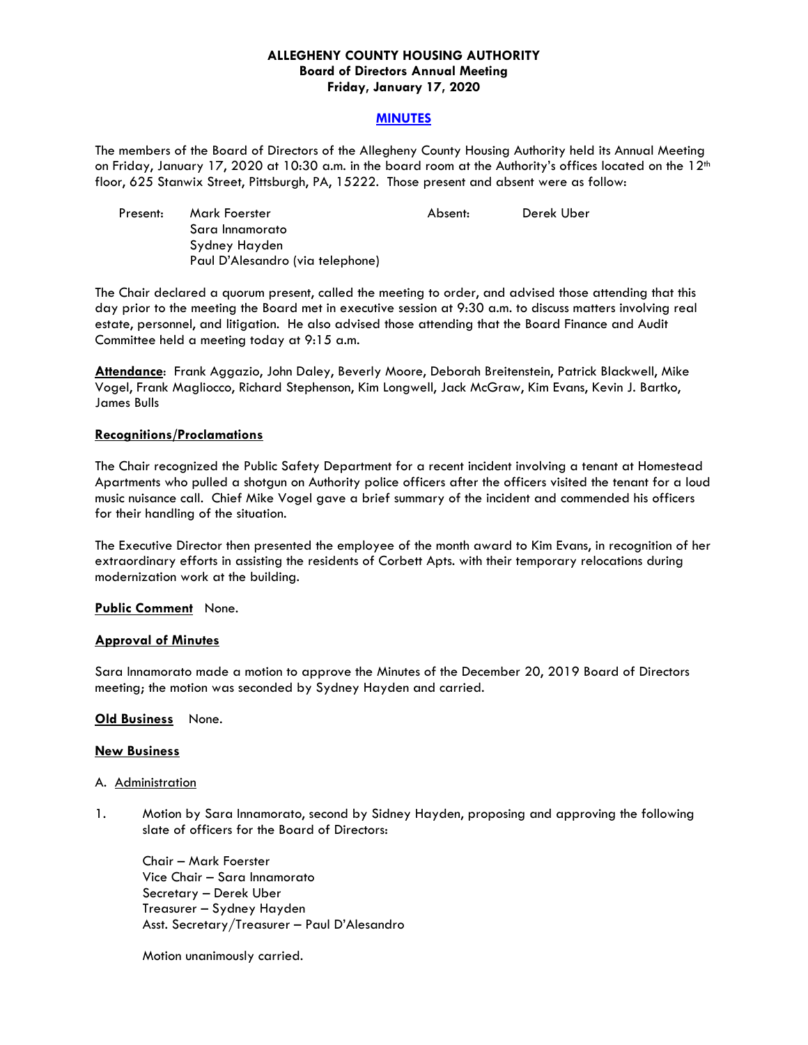**ALLEGHENY COUNTY HOUSING AUTHORITY**
**Board of Directors Annual Meeting**
**Friday, January 17, 2020**

## MINUTES

The members of the Board of Directors of the Allegheny County Housing Authority held its Annual Meeting on Friday, January 17, 2020 at 10:30 a.m. in the board room at the Authority's offices located on the 12th floor, 625 Stanwix Street, Pittsburgh, PA, 15222. Those present and absent were as follow:

| Present: | Mark Foerster | Absent: | Derek Uber |
|---|---|---|---|
| | Sara Innamorato | | |
| | Sydney Hayden | | |
| | Paul D'Alesandro (via telephone) | | |

The Chair declared a quorum present, called the meeting to order, and advised those attending that this day prior to the meeting the Board met in executive session at 9:30 a.m. to discuss matters involving real estate, personnel, and litigation. He also advised those attending that the Board Finance and Audit Committee held a meeting today at 9:15 a.m.

**Attendance**: Frank Aggazio, John Daley, Beverly Moore, Deborah Breitenstein, Patrick Blackwell, Mike Vogel, Frank Magliocco, Richard Stephenson, Kim Longwell, Jack McGraw, Kim Evans, Kevin J. Bartko, James Bulls

**Recognitions/Proclamations**

The Chair recognized the Public Safety Department for a recent incident involving a tenant at Homestead Apartments who pulled a shotgun on Authority police officers after the officers visited the tenant for a loud music nuisance call. Chief Mike Vogel gave a brief summary of the incident and commended his officers for their handling of the situation.

The Executive Director then presented the employee of the month award to Kim Evans, in recognition of her extraordinary efforts in assisting the residents of Corbett Apts. with their temporary relocations during modernization work at the building.

**Public Comment** None.

**Approval of Minutes**

Sara Innamorato made a motion to approve the Minutes of the December 20, 2019 Board of Directors meeting; the motion was seconded by Sydney Hayden and carried.

**Old Business** None.

**New Business**

A. Administration

1. Motion by Sara Innamorato, second by Sidney Hayden, proposing and approving the following slate of officers for the Board of Directors:

   Chair – Mark Foerster
   Vice Chair – Sara Innamorato
   Secretary – Derek Uber
   Treasurer – Sydney Hayden
   Asst. Secretary/Treasurer – Paul D'Alesandro

   Motion unanimously carried.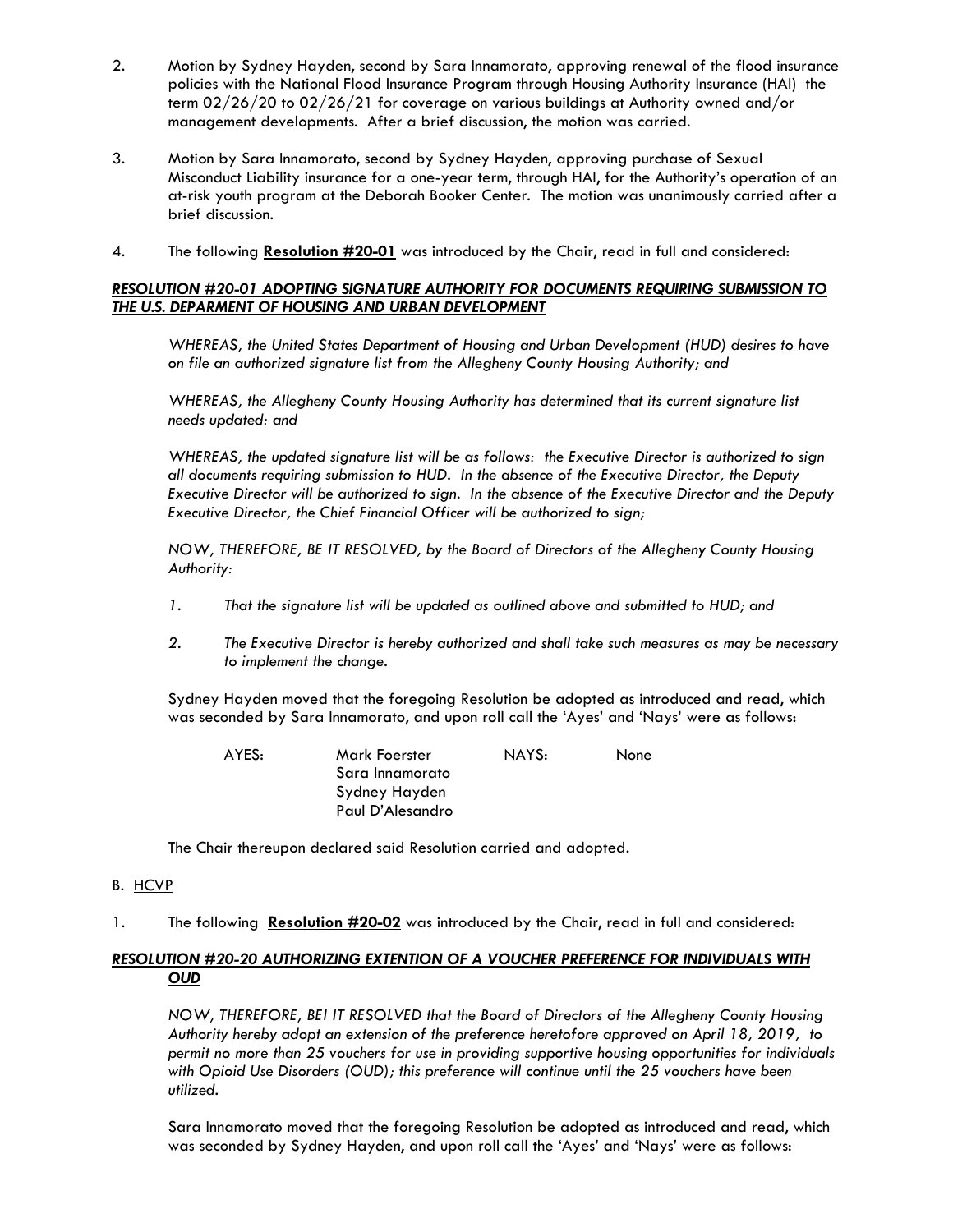2. Motion by Sydney Hayden, second by Sara Innamorato, approving renewal of the flood insurance policies with the National Flood Insurance Program through Housing Authority Insurance (HAI) the term 02/26/20 to 02/26/21 for coverage on various buildings at Authority owned and/or management developments. After a brief discussion, the motion was carried.

3. Motion by Sara Innamorato, second by Sydney Hayden, approving purchase of Sexual Misconduct Liability insurance for a one-year term, through HAI, for the Authority's operation of an at-risk youth program at the Deborah Booker Center. The motion was unanimously carried after a brief discussion.

4. The following **Resolution #20-01** was introduced by the Chair, read in full and considered:

***RESOLUTION #20-01 ADOPTING SIGNATURE AUTHORITY FOR DOCUMENTS REQUIRING SUBMISSION TO THE U.S. DEPARMENT OF HOUSING AND URBAN DEVELOPMENT***

*WHEREAS, the United States Department of Housing and Urban Development (HUD) desires to have on file an authorized signature list from the Allegheny County Housing Authority; and*

*WHEREAS, the Allegheny County Housing Authority has determined that its current signature list needs updated: and*

*WHEREAS, the updated signature list will be as follows: the Executive Director is authorized to sign all documents requiring submission to HUD. In the absence of the Executive Director, the Deputy Executive Director will be authorized to sign. In the absence of the Executive Director and the Deputy Executive Director, the Chief Financial Officer will be authorized to sign;*

*NOW, THEREFORE, BE IT RESOLVED, by the Board of Directors of the Allegheny County Housing Authority:*

1. *That the signature list will be updated as outlined above and submitted to HUD; and*
2. *The Executive Director is hereby authorized and shall take such measures as may be necessary to implement the change.*

Sydney Hayden moved that the foregoing Resolution be adopted as introduced and read, which was seconded by Sara Innamorato, and upon roll call the 'Ayes' and 'Nays' were as follows:

| AYES: | | NAYS: | |
|---|---|---|---|
| | Mark Foerster | | None |
| | Sara Innamorato | | |
| | Sydney Hayden | | |
| | Paul D'Alesandro | | |

The Chair thereupon declared said Resolution carried and adopted.

B. HCVP

1. The following **Resolution #20-02** was introduced by the Chair, read in full and considered:

***RESOLUTION #20-20 AUTHORIZING EXTENTION OF A VOUCHER PREFERENCE FOR INDIVIDUALS WITH OUD***

*NOW, THEREFORE, BEI IT RESOLVED that the Board of Directors of the Allegheny County Housing Authority hereby adopt an extension of the preference heretofore approved on April 18, 2019, to permit no more than 25 vouchers for use in providing supportive housing opportunities for individuals with Opioid Use Disorders (OUD); this preference will continue until the 25 vouchers have been utilized.*

Sara Innamorato moved that the foregoing Resolution be adopted as introduced and read, which was seconded by Sydney Hayden, and upon roll call the 'Ayes' and 'Nays' were as follows: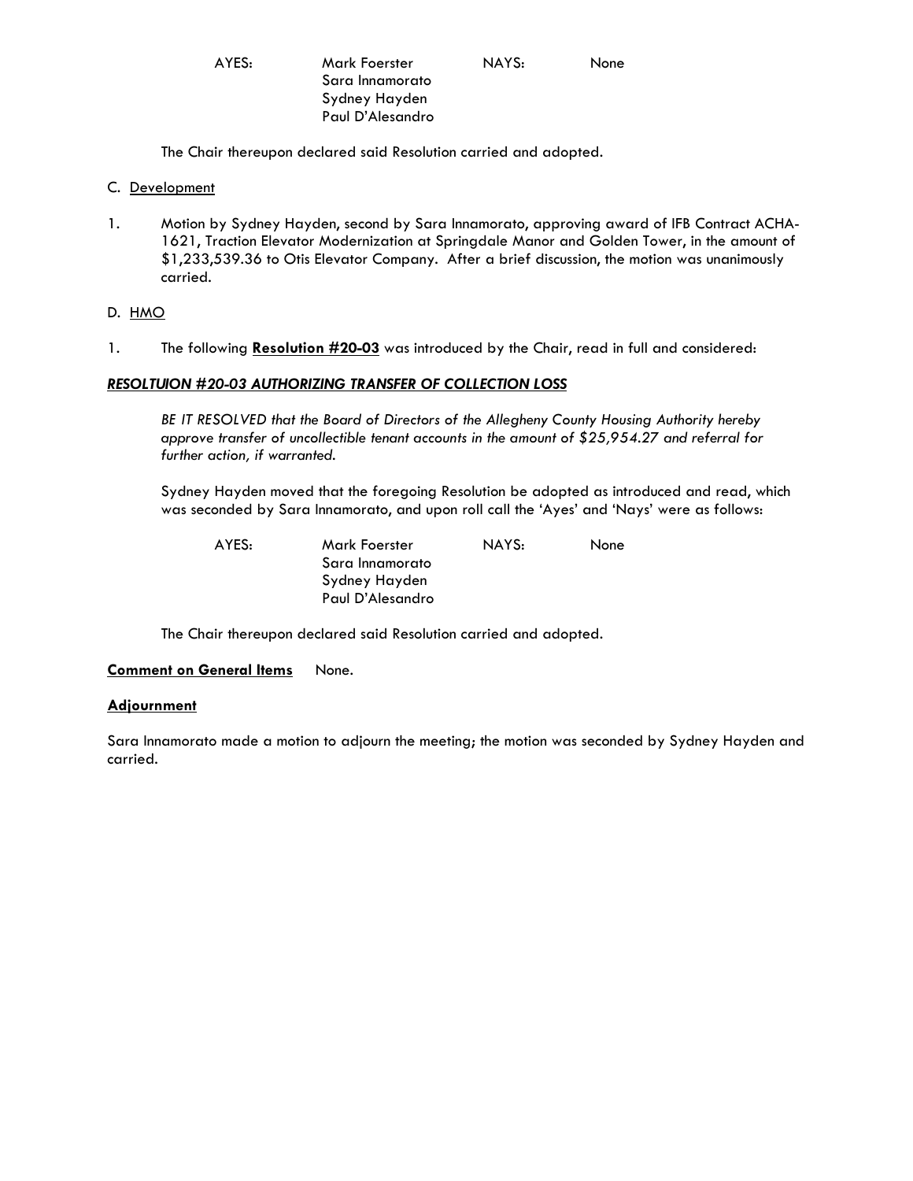| AYES: | Mark Foerster | NAYS: | None |
|---|---|---|---|
| | Sara Innamorato | | |
| | Sydney Hayden | | |
| | Paul D'Alesandro | | |

The Chair thereupon declared said Resolution carried and adopted.

C. Development

1. Motion by Sydney Hayden, second by Sara Innamorato, approving award of IFB Contract ACHA-1621, Traction Elevator Modernization at Springdale Manor and Golden Tower, in the amount of $1,233,539.36 to Otis Elevator Company. After a brief discussion, the motion was unanimously carried.

D. HMO

1. The following **Resolution #20-03** was introduced by the Chair, read in full and considered:

***RESOLTUION #20-03 AUTHORIZING TRANSFER OF COLLECTION LOSS***

*BE IT RESOLVED that the Board of Directors of the Allegheny County Housing Authority hereby approve transfer of uncollectible tenant accounts in the amount of $25,954.27 and referral for further action, if warranted.*

Sydney Hayden moved that the foregoing Resolution be adopted as introduced and read, which was seconded by Sara Innamorato, and upon roll call the 'Ayes' and 'Nays' were as follows:

| AYES: | Mark Foerster | NAYS: | None |
|---|---|---|---|
| | Sara Innamorato | | |
| | Sydney Hayden | | |
| | Paul D'Alesandro | | |

The Chair thereupon declared said Resolution carried and adopted.

**Comment on General Items** None.

**Adjournment**

Sara Innamorato made a motion to adjourn the meeting; the motion was seconded by Sydney Hayden and carried.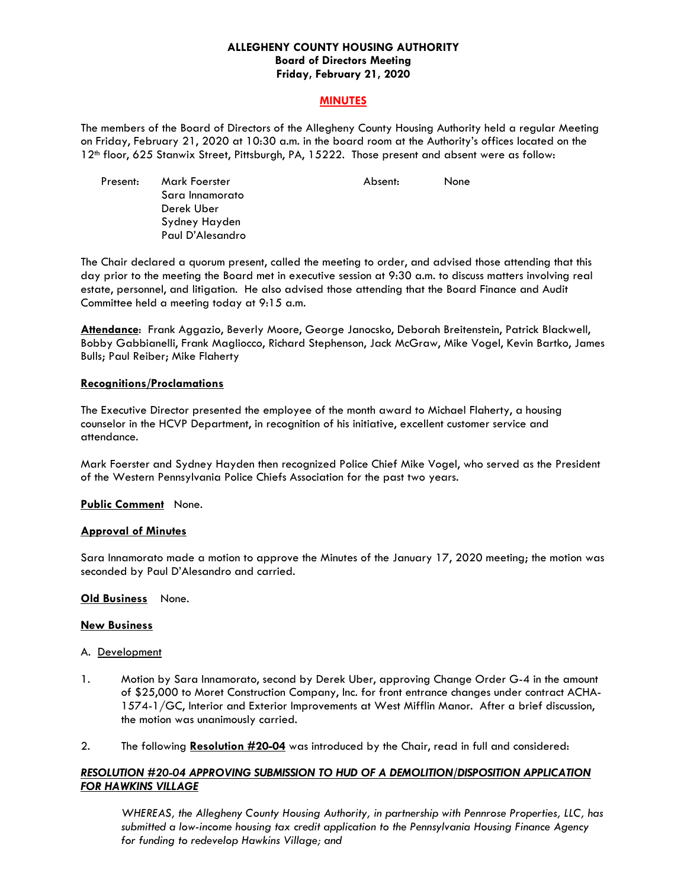**ALLEGHENY COUNTY HOUSING AUTHORITY**
**Board of Directors Meeting**
**Friday, February 21, 2020**

**MINUTES**

The members of the Board of Directors of the Allegheny County Housing Authority held a regular Meeting on Friday, February 21, 2020 at 10:30 a.m. in the board room at the Authority's offices located on the 12th floor, 625 Stanwix Street, Pittsburgh, PA, 15222. Those present and absent were as follow:

| Present: | Mark Foerster | Absent: | None |
|---|---|---|---|
| | Sara Innamorato | | |
| | Derek Uber | | |
| | Sydney Hayden | | |
| | Paul D'Alesandro | | |

The Chair declared a quorum present, called the meeting to order, and advised those attending that this day prior to the meeting the Board met in executive session at 9:30 a.m. to discuss matters involving real estate, personnel, and litigation. He also advised those attending that the Board Finance and Audit Committee held a meeting today at 9:15 a.m.

**Attendance**: Frank Aggazio, Beverly Moore, George Janocsko, Deborah Breitenstein, Patrick Blackwell, Bobby Gabbianelli, Frank Magliocco, Richard Stephenson, Jack McGraw, Mike Vogel, Kevin Bartko, James Bulls; Paul Reiber; Mike Flaherty

**Recognitions/Proclamations**

The Executive Director presented the employee of the month award to Michael Flaherty, a housing counselor in the HCVP Department, in recognition of his initiative, excellent customer service and attendance.

Mark Foerster and Sydney Hayden then recognized Police Chief Mike Vogel, who served as the President of the Western Pennsylvania Police Chiefs Association for the past two years.

**Public Comment** None.

**Approval of Minutes**

Sara Innamorato made a motion to approve the Minutes of the January 17, 2020 meeting; the motion was seconded by Paul D'Alesandro and carried.

**Old Business** None.

**New Business**

A. Development

1. Motion by Sara Innamorato, second by Derek Uber, approving Change Order G-4 in the amount of $25,000 to Moret Construction Company, Inc. for front entrance changes under contract ACHA-1574-1/GC, Interior and Exterior Improvements at West Mifflin Manor. After a brief discussion, the motion was unanimously carried.

2. The following **Resolution #20-04** was introduced by the Chair, read in full and considered:

***RESOLUTION #20-04 APPROVING SUBMISSION TO HUD OF A DEMOLITION/DISPOSITION APPLICATION FOR HAWKINS VILLAGE***

*WHEREAS, the Allegheny County Housing Authority, in partnership with Pennrose Properties, LLC, has submitted a low-income housing tax credit application to the Pennsylvania Housing Finance Agency for funding to redevelop Hawkins Village; and*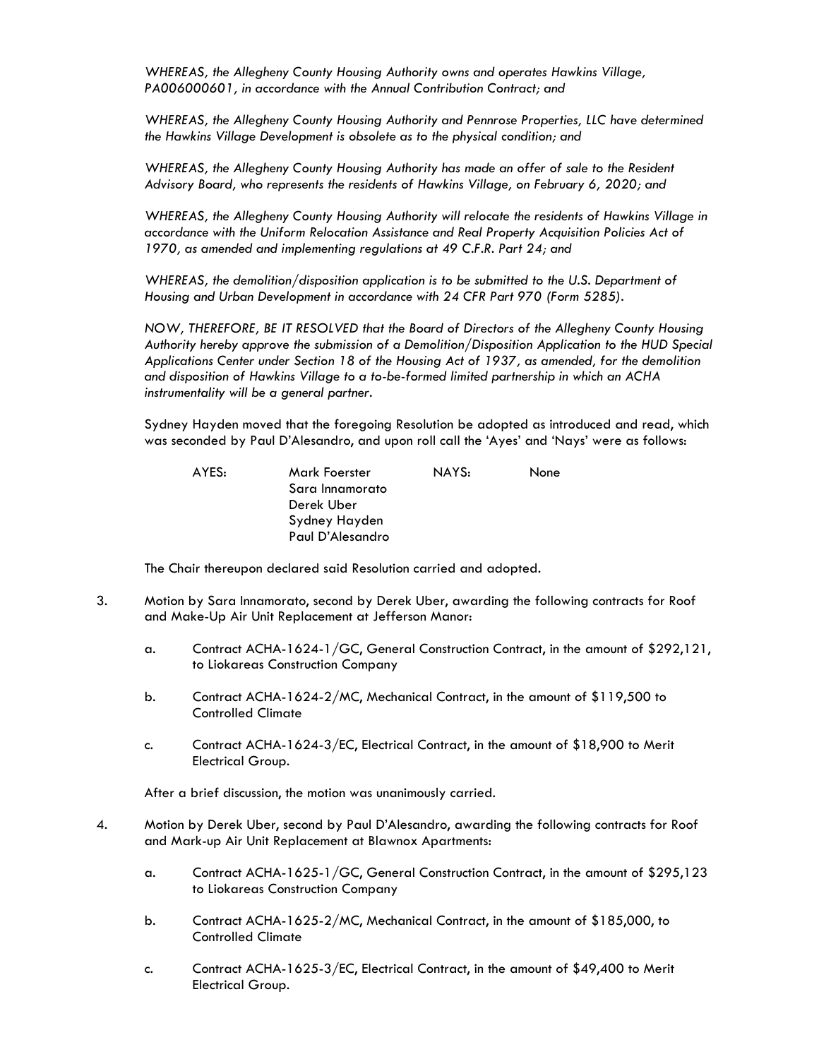*WHEREAS, the Allegheny County Housing Authority owns and operates Hawkins Village, PA006000601, in accordance with the Annual Contribution Contract; and*

*WHEREAS, the Allegheny County Housing Authority and Pennrose Properties, LLC have determined the Hawkins Village Development is obsolete as to the physical condition; and*

*WHEREAS, the Allegheny County Housing Authority has made an offer of sale to the Resident Advisory Board, who represents the residents of Hawkins Village, on February 6, 2020; and*

*WHEREAS, the Allegheny County Housing Authority will relocate the residents of Hawkins Village in accordance with the Uniform Relocation Assistance and Real Property Acquisition Policies Act of 1970, as amended and implementing regulations at 49 C.F.R. Part 24; and*

*WHEREAS, the demolition/disposition application is to be submitted to the U.S. Department of Housing and Urban Development in accordance with 24 CFR Part 970 (Form 5285).*

*NOW, THEREFORE, BE IT RESOLVED that the Board of Directors of the Allegheny County Housing Authority hereby approve the submission of a Demolition/Disposition Application to the HUD Special Applications Center under Section 18 of the Housing Act of 1937, as amended, for the demolition and disposition of Hawkins Village to a to-be-formed limited partnership in which an ACHA instrumentality will be a general partner.*

Sydney Hayden moved that the foregoing Resolution be adopted as introduced and read, which was seconded by Paul D'Alesandro, and upon roll call the 'Ayes' and 'Nays' were as follows:

| AYES: | | NAYS: | |
|---|---|---|---|
| | Mark Foerster | | None |
| | Sara Innamorato | | |
| | Derek Uber | | |
| | Sydney Hayden | | |
| | Paul D'Alesandro | | |

The Chair thereupon declared said Resolution carried and adopted.

3. Motion by Sara Innamorato, second by Derek Uber, awarding the following contracts for Roof and Make-Up Air Unit Replacement at Jefferson Manor:

   a. Contract ACHA-1624-1/GC, General Construction Contract, in the amount of $292,121, to Liokareas Construction Company

   b. Contract ACHA-1624-2/MC, Mechanical Contract, in the amount of $119,500 to Controlled Climate

   c. Contract ACHA-1624-3/EC, Electrical Contract, in the amount of $18,900 to Merit Electrical Group.

   After a brief discussion, the motion was unanimously carried.

4. Motion by Derek Uber, second by Paul D'Alesandro, awarding the following contracts for Roof and Mark-up Air Unit Replacement at Blawnox Apartments:

   a. Contract ACHA-1625-1/GC, General Construction Contract, in the amount of $295,123 to Liokareas Construction Company

   b. Contract ACHA-1625-2/MC, Mechanical Contract, in the amount of $185,000, to Controlled Climate

   c. Contract ACHA-1625-3/EC, Electrical Contract, in the amount of $49,400 to Merit Electrical Group.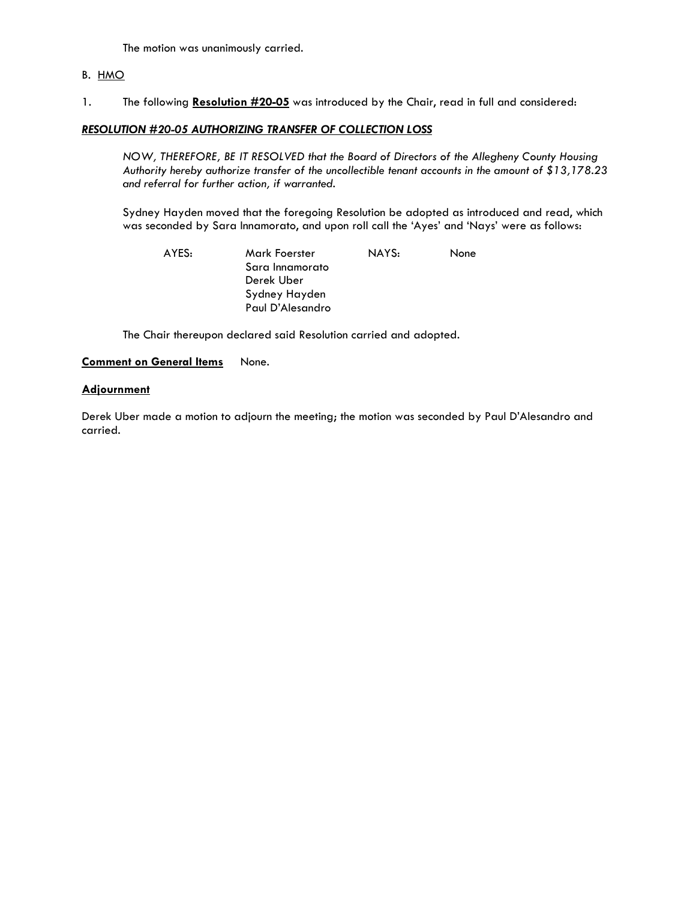The motion was unanimously carried.

B. <u>HMO</u>

1. The following **Resolution #20-05** was introduced by the Chair, read in full and considered:

***RESOLUTION #20-05 AUTHORIZING TRANSFER OF COLLECTION LOSS***

*NOW, THEREFORE, BE IT RESOLVED that the Board of Directors of the Allegheny County Housing Authority hereby authorize transfer of the uncollectible tenant accounts in the amount of $13,178.23 and referral for further action, if warranted.*

Sydney Hayden moved that the foregoing Resolution be adopted as introduced and read, which was seconded by Sara Innamorato, and upon roll call the 'Ayes' and 'Nays' were as follows:

| AYES: | Mark Foerster | NAYS: | None |
|---|---|---|---|
| | Sara Innamorato | | |
| | Derek Uber | | |
| | Sydney Hayden | | |
| | Paul D'Alesandro | | |

The Chair thereupon declared said Resolution carried and adopted.

**Comment on General Items** None.

**Adjournment**

Derek Uber made a motion to adjourn the meeting; the motion was seconded by Paul D'Alesandro and carried.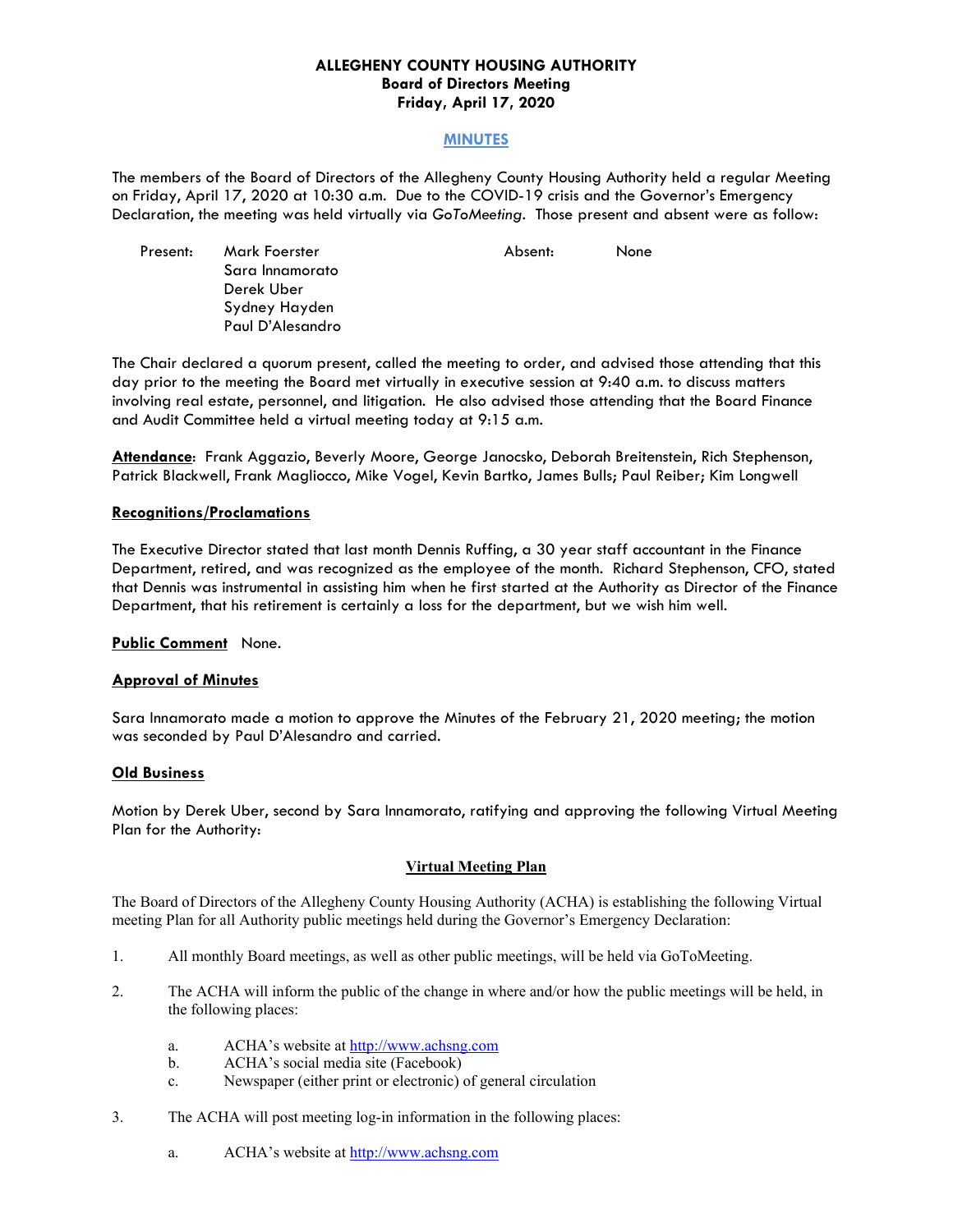**ALLEGHENY COUNTY HOUSING AUTHORITY**
**Board of Directors Meeting**
**Friday, April 17, 2020**

## MINUTES

The members of the Board of Directors of the Allegheny County Housing Authority held a regular Meeting on Friday, April 17, 2020 at 10:30 a.m. Due to the COVID-19 crisis and the Governor's Emergency Declaration, the meeting was held virtually via *GoToMeeting*. Those present and absent were as follow:

| Present: | | Absent: | |
|---|---|---|---|
| | Mark Foerster | | None |
| | Sara Innamorato | | |
| | Derek Uber | | |
| | Sydney Hayden | | |
| | Paul D'Alesandro | | |

The Chair declared a quorum present, called the meeting to order, and advised those attending that this day prior to the meeting the Board met virtually in executive session at 9:40 a.m. to discuss matters involving real estate, personnel, and litigation. He also advised those attending that the Board Finance and Audit Committee held a virtual meeting today at 9:15 a.m.

**Attendance**: Frank Aggazio, Beverly Moore, George Janocsko, Deborah Breitenstein, Rich Stephenson, Patrick Blackwell, Frank Magliocco, Mike Vogel, Kevin Bartko, James Bulls; Paul Reiber; Kim Longwell

**Recognitions/Proclamations**

The Executive Director stated that last month Dennis Ruffing, a 30 year staff accountant in the Finance Department, retired, and was recognized as the employee of the month. Richard Stephenson, CFO, stated that Dennis was instrumental in assisting him when he first started at the Authority as Director of the Finance Department, that his retirement is certainly a loss for the department, but we wish him well.

**Public Comment** None.

**Approval of Minutes**

Sara Innamorato made a motion to approve the Minutes of the February 21, 2020 meeting; the motion was seconded by Paul D'Alesandro and carried.

**Old Business**

Motion by Derek Uber, second by Sara Innamorato, ratifying and approving the following Virtual Meeting Plan for the Authority:

**Virtual Meeting Plan**

The Board of Directors of the Allegheny County Housing Authority (ACHA) is establishing the following Virtual meeting Plan for all Authority public meetings held during the Governor's Emergency Declaration:

1. All monthly Board meetings, as well as other public meetings, will be held via GoToMeeting.

2. The ACHA will inform the public of the change in where and/or how the public meetings will be held, in the following places:

    a. ACHA's website at http://www.achsng.com
    b. ACHA's social media site (Facebook)
    c. Newspaper (either print or electronic) of general circulation

3. The ACHA will post meeting log-in information in the following places:

    a. ACHA's website at http://www.achsng.com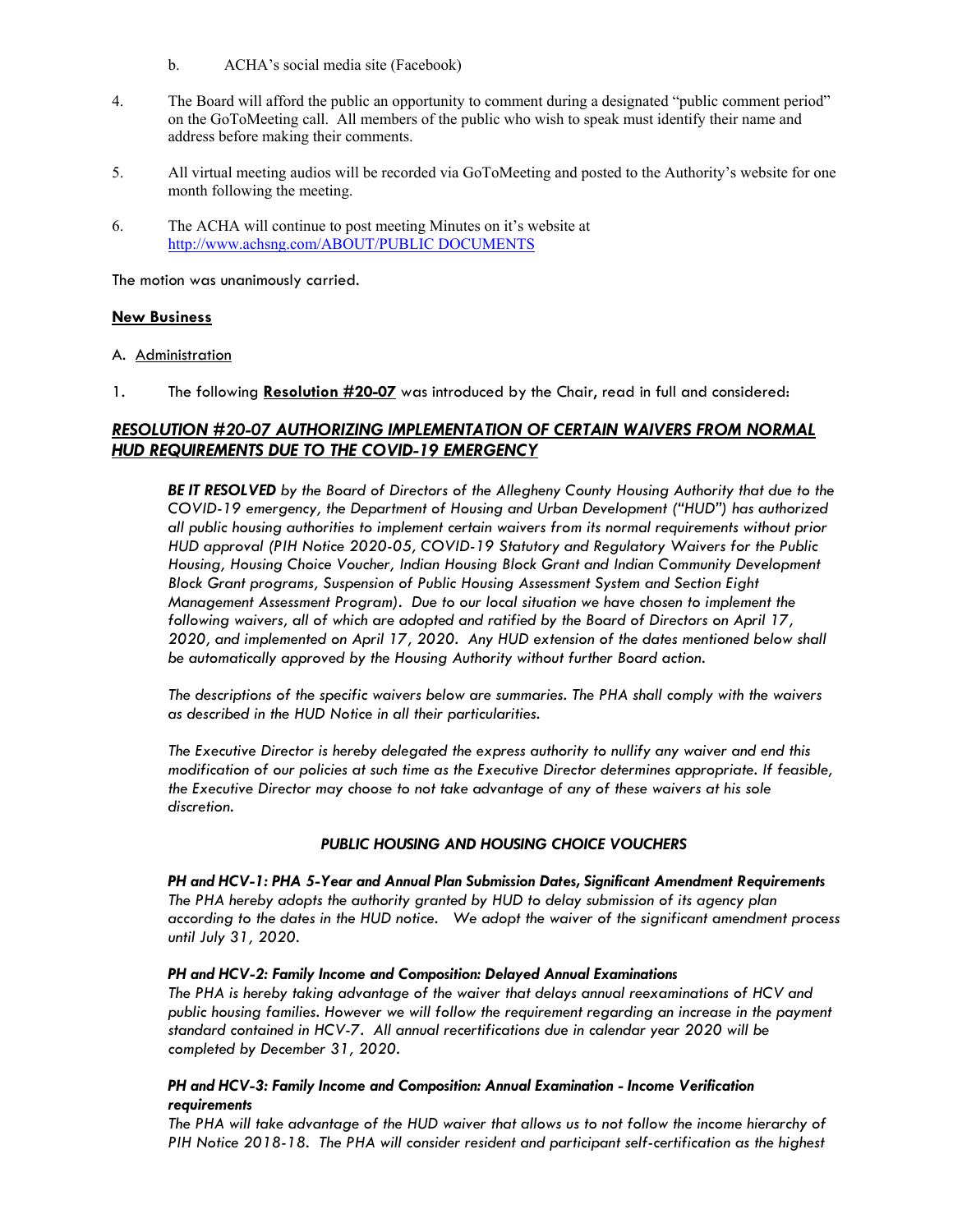b. ACHA's social media site (Facebook)

4. The Board will afford the public an opportunity to comment during a designated "public comment period" on the GoToMeeting call. All members of the public who wish to speak must identify their name and address before making their comments.

5. All virtual meeting audios will be recorded via GoToMeeting and posted to the Authority's website for one month following the meeting.

6. The ACHA will continue to post meeting Minutes on it's website at http://www.achsng.com/ABOUT/PUBLIC DOCUMENTS

The motion was unanimously carried.

**New Business**

A. Administration

1. The following **Resolution #20-07** was introduced by the Chair, read in full and considered:

## *RESOLUTION #20-07 AUTHORIZING IMPLEMENTATION OF CERTAIN WAIVERS FROM NORMAL HUD REQUIREMENTS DUE TO THE COVID-19 EMERGENCY*

***BE IT RESOLVED*** *by the Board of Directors of the Allegheny County Housing Authority that due to the COVID-19 emergency, the Department of Housing and Urban Development ("HUD") has authorized all public housing authorities to implement certain waivers from its normal requirements without prior HUD approval (PIH Notice 2020-05, COVID-19 Statutory and Regulatory Waivers for the Public Housing, Housing Choice Voucher, Indian Housing Block Grant and Indian Community Development Block Grant programs, Suspension of Public Housing Assessment System and Section Eight Management Assessment Program). Due to our local situation we have chosen to implement the following waivers, all of which are adopted and ratified by the Board of Directors on April 17, 2020, and implemented on April 17, 2020. Any HUD extension of the dates mentioned below shall be automatically approved by the Housing Authority without further Board action.*

*The descriptions of the specific waivers below are summaries. The PHA shall comply with the waivers as described in the HUD Notice in all their particularities.*

*The Executive Director is hereby delegated the express authority to nullify any waiver and end this modification of our policies at such time as the Executive Director determines appropriate. If feasible, the Executive Director may choose to not take advantage of any of these waivers at his sole discretion.*

### *PUBLIC HOUSING AND HOUSING CHOICE VOUCHERS*

***PH and HCV-1: PHA 5-Year and Annual Plan Submission Dates, Significant Amendment Requirements***
*The PHA hereby adopts the authority granted by HUD to delay submission of its agency plan according to the dates in the HUD notice. We adopt the waiver of the significant amendment process until July 31, 2020.*

***PH and HCV-2: Family Income and Composition: Delayed Annual Examinations***
*The PHA is hereby taking advantage of the waiver that delays annual reexaminations of HCV and public housing families. However we will follow the requirement regarding an increase in the payment standard contained in HCV-7. All annual recertifications due in calendar year 2020 will be completed by December 31, 2020.*

***PH and HCV-3: Family Income and Composition: Annual Examination - Income Verification requirements***
*The PHA will take advantage of the HUD waiver that allows us to not follow the income hierarchy of PIH Notice 2018-18. The PHA will consider resident and participant self-certification as the highest*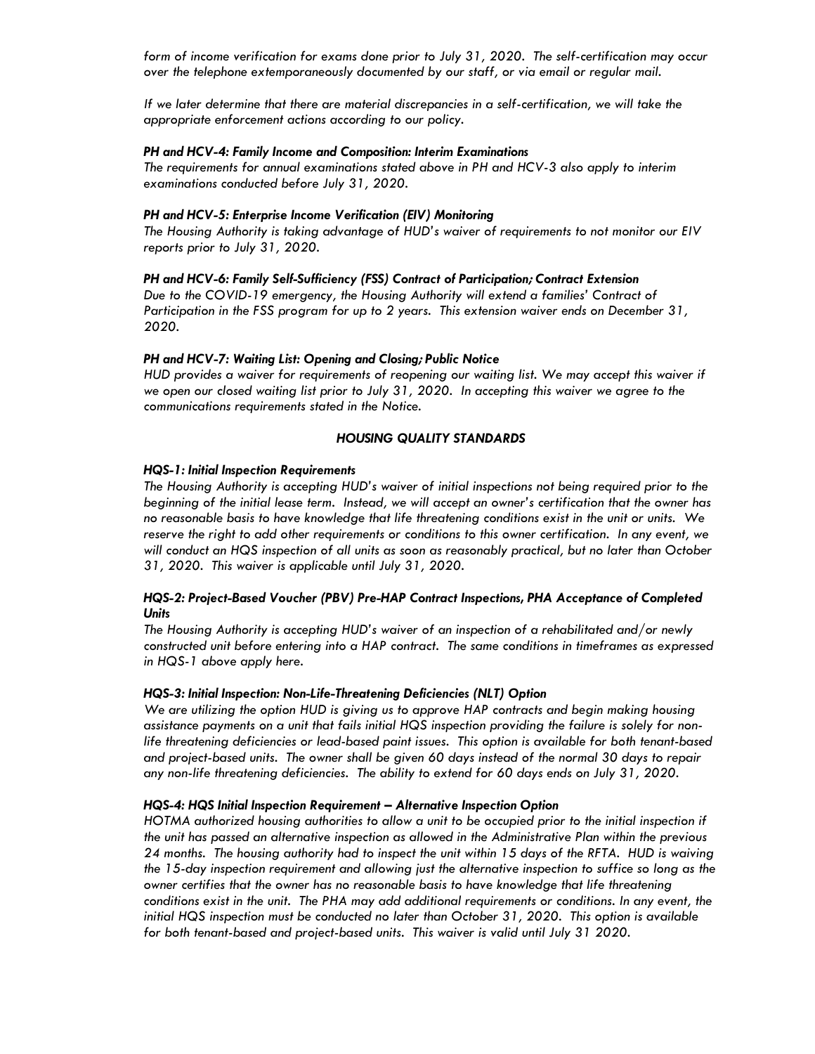*form of income verification for exams done prior to July 31, 2020. The self-certification may occur over the telephone extemporaneously documented by our staff, or via email or regular mail.*

*If we later determine that there are material discrepancies in a self-certification, we will take the appropriate enforcement actions according to our policy.*

***PH and HCV-4: Family Income and Composition: Interim Examinations***
*The requirements for annual examinations stated above in PH and HCV-3 also apply to interim examinations conducted before July 31, 2020.*

***PH and HCV-5: Enterprise Income Verification (EIV) Monitoring***
*The Housing Authority is taking advantage of HUD's waiver of requirements to not monitor our EIV reports prior to July 31, 2020.*

***PH and HCV-6: Family Self-Sufficiency (FSS) Contract of Participation; Contract Extension***
*Due to the COVID-19 emergency, the Housing Authority will extend a families' Contract of Participation in the FSS program for up to 2 years. This extension waiver ends on December 31, 2020.*

***PH and HCV-7: Waiting List: Opening and Closing; Public Notice***
*HUD provides a waiver for requirements of reopening our waiting list. We may accept this waiver if we open our closed waiting list prior to July 31, 2020. In accepting this waiver we agree to the communications requirements stated in the Notice.*

## *HOUSING QUALITY STANDARDS*

***HQS-1: Initial Inspection Requirements***
*The Housing Authority is accepting HUD's waiver of initial inspections not being required prior to the beginning of the initial lease term. Instead, we will accept an owner's certification that the owner has no reasonable basis to have knowledge that life threatening conditions exist in the unit or units. We reserve the right to add other requirements or conditions to this owner certification. In any event, we will conduct an HQS inspection of all units as soon as reasonably practical, but no later than October 31, 2020. This waiver is applicable until July 31, 2020.*

***HQS-2: Project-Based Voucher (PBV) Pre-HAP Contract Inspections, PHA Acceptance of Completed Units***
*The Housing Authority is accepting HUD's waiver of an inspection of a rehabilitated and/or newly constructed unit before entering into a HAP contract. The same conditions in timeframes as expressed in HQS-1 above apply here.*

***HQS-3: Initial Inspection: Non-Life-Threatening Deficiencies (NLT) Option***
*We are utilizing the option HUD is giving us to approve HAP contracts and begin making housing assistance payments on a unit that fails initial HQS inspection providing the failure is solely for non-life threatening deficiencies or lead-based paint issues. This option is available for both tenant-based and project-based units. The owner shall be given 60 days instead of the normal 30 days to repair any non-life threatening deficiencies. The ability to extend for 60 days ends on July 31, 2020.*

***HQS-4: HQS Initial Inspection Requirement – Alternative Inspection Option***
*HOTMA authorized housing authorities to allow a unit to be occupied prior to the initial inspection if the unit has passed an alternative inspection as allowed in the Administrative Plan within the previous 24 months. The housing authority had to inspect the unit within 15 days of the RFTA. HUD is waiving the 15-day inspection requirement and allowing just the alternative inspection to suffice so long as the owner certifies that the owner has no reasonable basis to have knowledge that life threatening conditions exist in the unit. The PHA may add additional requirements or conditions. In any event, the initial HQS inspection must be conducted no later than October 31, 2020. This option is available for both tenant-based and project-based units. This waiver is valid until July 31 2020.*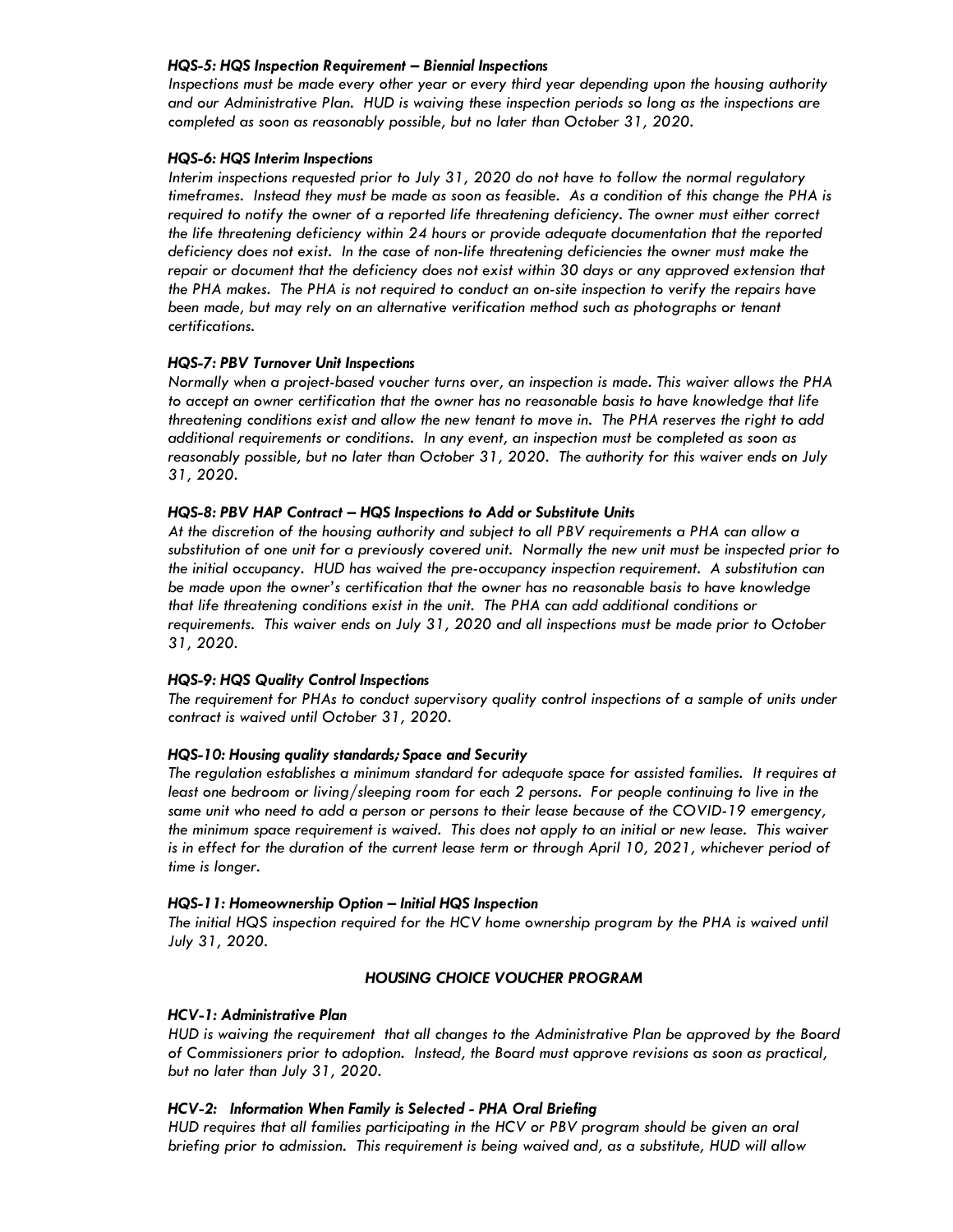#### *HQS-5: HQS Inspection Requirement – Biennial Inspections*

*Inspections must be made every other year or every third year depending upon the housing authority and our Administrative Plan. HUD is waiving these inspection periods so long as the inspections are completed as soon as reasonably possible, but no later than October 31, 2020.*

#### *HQS-6: HQS Interim Inspections*

*Interim inspections requested prior to July 31, 2020 do not have to follow the normal regulatory timeframes. Instead they must be made as soon as feasible. As a condition of this change the PHA is required to notify the owner of a reported life threatening deficiency. The owner must either correct the life threatening deficiency within 24 hours or provide adequate documentation that the reported deficiency does not exist. In the case of non-life threatening deficiencies the owner must make the repair or document that the deficiency does not exist within 30 days or any approved extension that the PHA makes. The PHA is not required to conduct an on-site inspection to verify the repairs have been made, but may rely on an alternative verification method such as photographs or tenant certifications.*

#### *HQS-7: PBV Turnover Unit Inspections*

*Normally when a project-based voucher turns over, an inspection is made. This waiver allows the PHA to accept an owner certification that the owner has no reasonable basis to have knowledge that life threatening conditions exist and allow the new tenant to move in. The PHA reserves the right to add additional requirements or conditions. In any event, an inspection must be completed as soon as reasonably possible, but no later than October 31, 2020. The authority for this waiver ends on July 31, 2020.*

#### *HQS-8: PBV HAP Contract – HQS Inspections to Add or Substitute Units*

*At the discretion of the housing authority and subject to all PBV requirements a PHA can allow a substitution of one unit for a previously covered unit. Normally the new unit must be inspected prior to the initial occupancy. HUD has waived the pre-occupancy inspection requirement. A substitution can be made upon the owner's certification that the owner has no reasonable basis to have knowledge that life threatening conditions exist in the unit. The PHA can add additional conditions or requirements. This waiver ends on July 31, 2020 and all inspections must be made prior to October 31, 2020.*

#### *HQS-9: HQS Quality Control Inspections*

*The requirement for PHAs to conduct supervisory quality control inspections of a sample of units under contract is waived until October 31, 2020.*

#### *HQS-10: Housing quality standards; Space and Security*

*The regulation establishes a minimum standard for adequate space for assisted families. It requires at least one bedroom or living/sleeping room for each 2 persons. For people continuing to live in the same unit who need to add a person or persons to their lease because of the COVID-19 emergency, the minimum space requirement is waived. This does not apply to an initial or new lease. This waiver is in effect for the duration of the current lease term or through April 10, 2021, whichever period of time is longer.*

#### *HQS-11: Homeownership Option – Initial HQS Inspection*

*The initial HQS inspection required for the HCV home ownership program by the PHA is waived until July 31, 2020.*

### *HOUSING CHOICE VOUCHER PROGRAM*

#### *HCV-1: Administrative Plan*

*HUD is waiving the requirement that all changes to the Administrative Plan be approved by the Board of Commissioners prior to adoption. Instead, the Board must approve revisions as soon as practical, but no later than July 31, 2020.*

#### *HCV-2: Information When Family is Selected - PHA Oral Briefing*

*HUD requires that all families participating in the HCV or PBV program should be given an oral briefing prior to admission. This requirement is being waived and, as a substitute, HUD will allow*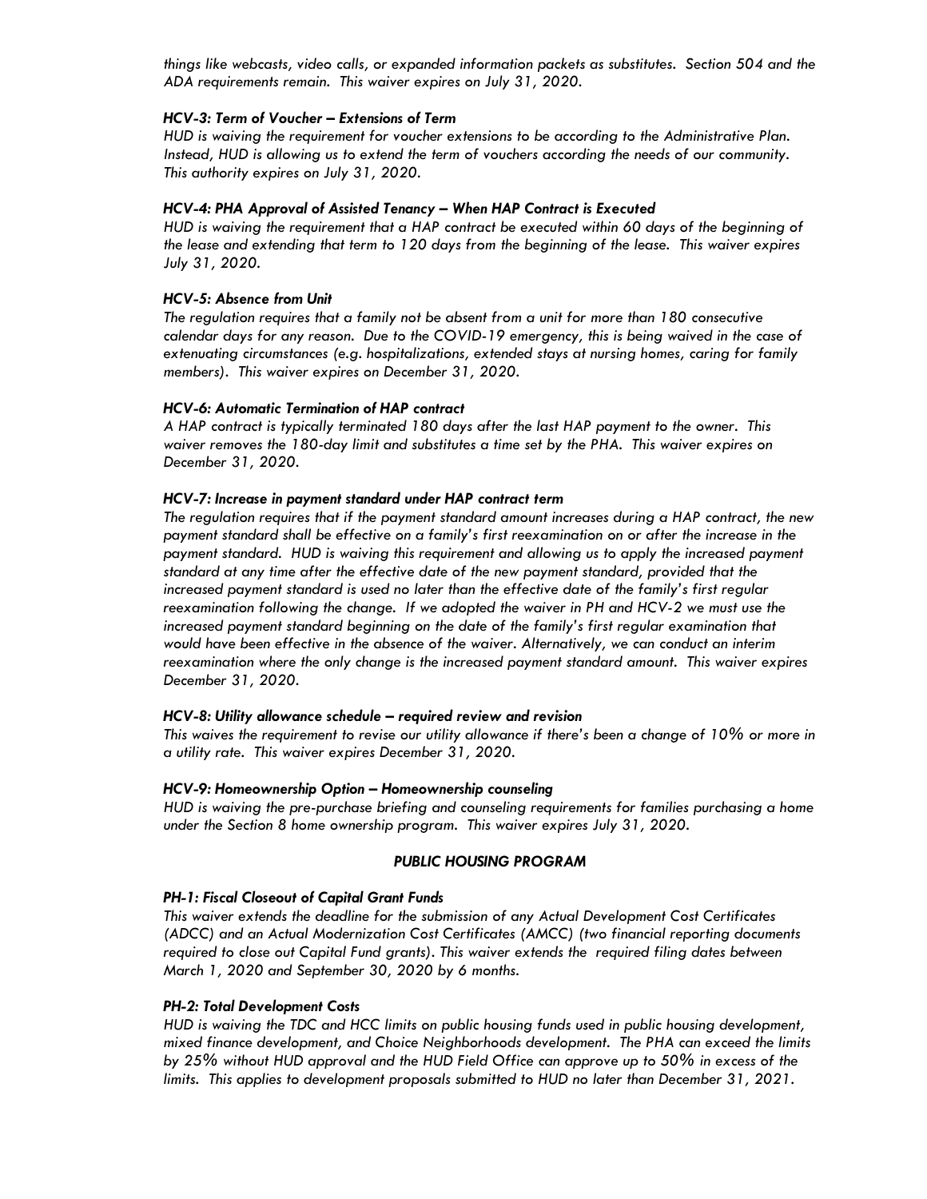*things like webcasts, video calls, or expanded information packets as substitutes. Section 504 and the ADA requirements remain. This waiver expires on July 31, 2020.*

***HCV-3: Term of Voucher – Extensions of Term***

*HUD is waiving the requirement for voucher extensions to be according to the Administrative Plan. Instead, HUD is allowing us to extend the term of vouchers according the needs of our community. This authority expires on July 31, 2020.*

***HCV-4: PHA Approval of Assisted Tenancy – When HAP Contract is Executed***

*HUD is waiving the requirement that a HAP contract be executed within 60 days of the beginning of the lease and extending that term to 120 days from the beginning of the lease. This waiver expires July 31, 2020.*

***HCV-5: Absence from Unit***

*The regulation requires that a family not be absent from a unit for more than 180 consecutive calendar days for any reason. Due to the COVID-19 emergency, this is being waived in the case of extenuating circumstances (e.g. hospitalizations, extended stays at nursing homes, caring for family members). This waiver expires on December 31, 2020.*

***HCV-6: Automatic Termination of HAP contract***

*A HAP contract is typically terminated 180 days after the last HAP payment to the owner. This waiver removes the 180-day limit and substitutes a time set by the PHA. This waiver expires on December 31, 2020.*

***HCV-7: Increase in payment standard under HAP contract term***

*The regulation requires that if the payment standard amount increases during a HAP contract, the new payment standard shall be effective on a family's first reexamination on or after the increase in the payment standard. HUD is waiving this requirement and allowing us to apply the increased payment standard at any time after the effective date of the new payment standard, provided that the increased payment standard is used no later than the effective date of the family's first regular reexamination following the change. If we adopted the waiver in PH and HCV-2 we must use the increased payment standard beginning on the date of the family's first regular examination that would have been effective in the absence of the waiver. Alternatively, we can conduct an interim reexamination where the only change is the increased payment standard amount. This waiver expires December 31, 2020.*

***HCV-8: Utility allowance schedule – required review and revision***

*This waives the requirement to revise our utility allowance if there's been a change of 10% or more in a utility rate. This waiver expires December 31, 2020.*

***HCV-9: Homeownership Option – Homeownership counseling***

*HUD is waiving the pre-purchase briefing and counseling requirements for families purchasing a home under the Section 8 home ownership program. This waiver expires July 31, 2020.*

## ***PUBLIC HOUSING PROGRAM***

***PH-1: Fiscal Closeout of Capital Grant Funds***

*This waiver extends the deadline for the submission of any Actual Development Cost Certificates (ADCC) and an Actual Modernization Cost Certificates (AMCC) (two financial reporting documents required to close out Capital Fund grants). This waiver extends the required filing dates between March 1, 2020 and September 30, 2020 by 6 months.*

***PH-2: Total Development Costs***

*HUD is waiving the TDC and HCC limits on public housing funds used in public housing development, mixed finance development, and Choice Neighborhoods development. The PHA can exceed the limits by 25% without HUD approval and the HUD Field Office can approve up to 50% in excess of the limits. This applies to development proposals submitted to HUD no later than December 31, 2021.*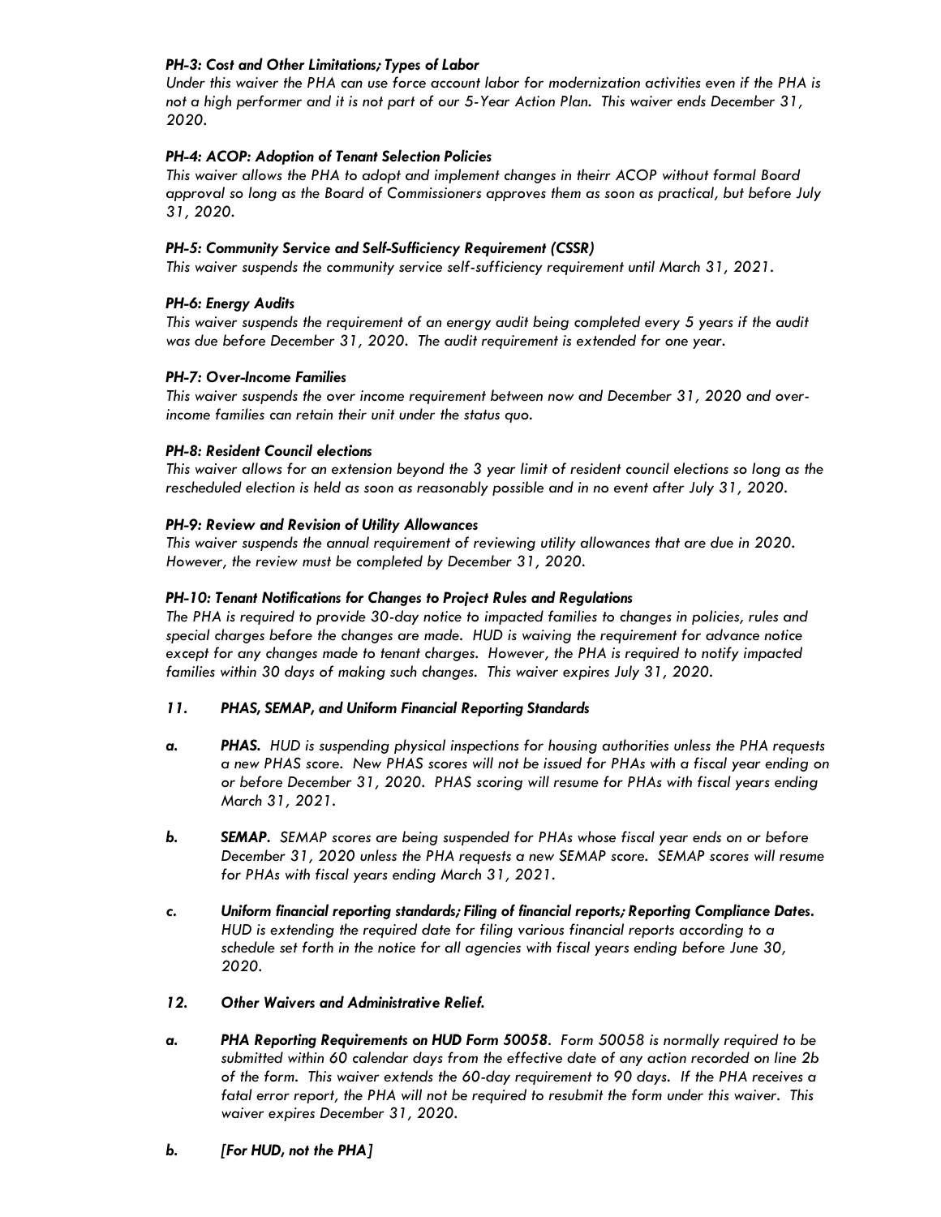***PH-3: Cost and Other Limitations; Types of Labor***

*Under this waiver the PHA can use force account labor for modernization activities even if the PHA is not a high performer and it is not part of our 5-Year Action Plan. This waiver ends December 31, 2020.*

***PH-4: ACOP: Adoption of Tenant Selection Policies***

*This waiver allows the PHA to adopt and implement changes in theirr ACOP without formal Board approval so long as the Board of Commissioners approves them as soon as practical, but before July 31, 2020.*

***PH-5: Community Service and Self-Sufficiency Requirement (CSSR)***

*This waiver suspends the community service self-sufficiency requirement until March 31, 2021.*

***PH-6: Energy Audits***

*This waiver suspends the requirement of an energy audit being completed every 5 years if the audit was due before December 31, 2020. The audit requirement is extended for one year.*

***PH-7: Over-Income Families***

*This waiver suspends the over income requirement between now and December 31, 2020 and over-income families can retain their unit under the status quo.*

***PH-8: Resident Council elections***

*This waiver allows for an extension beyond the 3 year limit of resident council elections so long as the rescheduled election is held as soon as reasonably possible and in no event after July 31, 2020.*

***PH-9: Review and Revision of Utility Allowances***

*This waiver suspends the annual requirement of reviewing utility allowances that are due in 2020. However, the review must be completed by December 31, 2020.*

***PH-10: Tenant Notifications for Changes to Project Rules and Regulations***

*The PHA is required to provide 30-day notice to impacted families to changes in policies, rules and special charges before the changes are made. HUD is waiving the requirement for advance notice except for any changes made to tenant charges. However, the PHA is required to notify impacted families within 30 days of making such changes. This waiver expires July 31, 2020.*

***11. PHAS, SEMAP, and Uniform Financial Reporting Standards***

*a.* ***PHAS.*** *HUD is suspending physical inspections for housing authorities unless the PHA requests a new PHAS score. New PHAS scores will not be issued for PHAs with a fiscal year ending on or before December 31, 2020. PHAS scoring will resume for PHAs with fiscal years ending March 31, 2021.*

*b.* ***SEMAP.*** *SEMAP scores are being suspended for PHAs whose fiscal year ends on or before December 31, 2020 unless the PHA requests a new SEMAP score. SEMAP scores will resume for PHAs with fiscal years ending March 31, 2021.*

*c.* ***Uniform financial reporting standards; Filing of financial reports; Reporting Compliance Dates.*** *HUD is extending the required date for filing various financial reports according to a schedule set forth in the notice for all agencies with fiscal years ending before June 30, 2020.*

***12. Other Waivers and Administrative Relief.***

*a.* ***PHA Reporting Requirements on HUD Form 50058.*** *Form 50058 is normally required to be submitted within 60 calendar days from the effective date of any action recorded on line 2b of the form. This waiver extends the 60-day requirement to 90 days. If the PHA receives a fatal error report, the PHA will not be required to resubmit the form under this waiver. This waiver expires December 31, 2020.*

*b.* ***[For HUD, not the PHA]***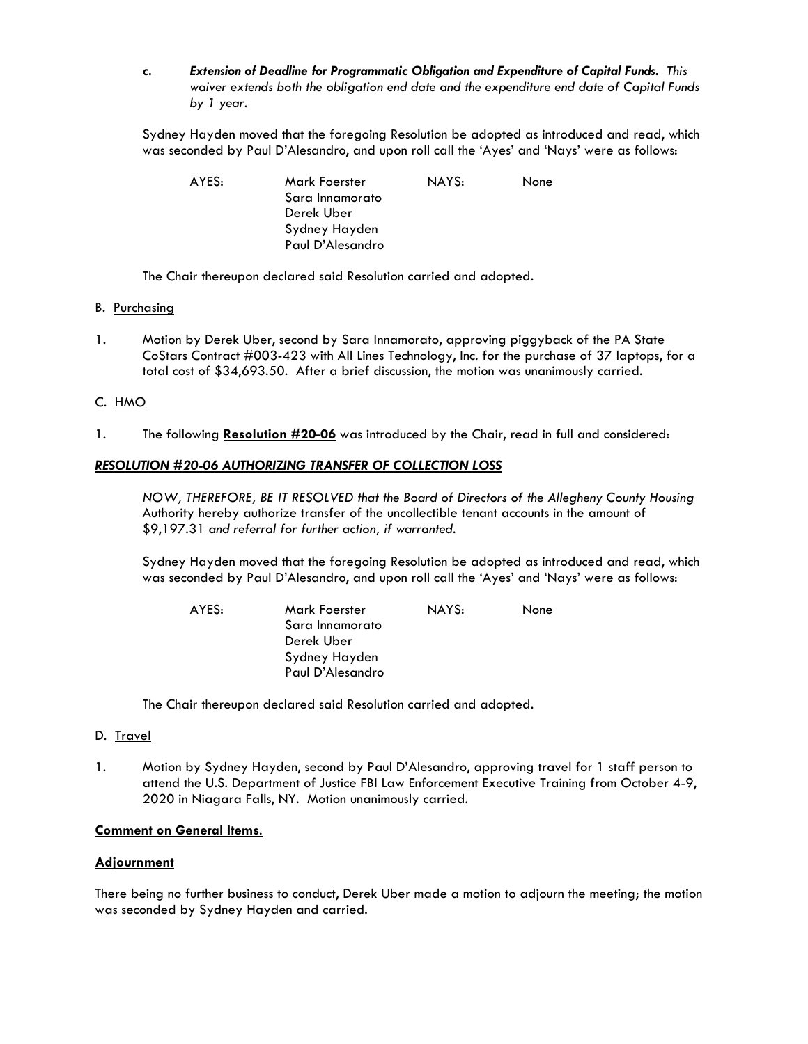c. ***Extension of Deadline for Programmatic Obligation and Expenditure of Capital Funds.*** *This waiver extends both the obligation end date and the expenditure end date of Capital Funds by 1 year.*

Sydney Hayden moved that the foregoing Resolution be adopted as introduced and read, which was seconded by Paul D'Alesandro, and upon roll call the 'Ayes' and 'Nays' were as follows:

| AYES: | | NAYS: | |
|---|---|---|---|
| | Mark Foerster | | None |
| | Sara Innamorato | | |
| | Derek Uber | | |
| | Sydney Hayden | | |
| | Paul D'Alesandro | | |

The Chair thereupon declared said Resolution carried and adopted.

B. Purchasing

1. Motion by Derek Uber, second by Sara Innamorato, approving piggyback of the PA State CoStars Contract #003-423 with All Lines Technology, Inc. for the purchase of 37 laptops, for a total cost of $34,693.50. After a brief discussion, the motion was unanimously carried.

C. HMO

1. The following **Resolution #20-06** was introduced by the Chair, read in full and considered:

***RESOLUTION #20-06 AUTHORIZING TRANSFER OF COLLECTION LOSS***

*NOW, THEREFORE, BE IT RESOLVED that the Board of Directors of the Allegheny County Housing* Authority hereby authorize transfer of the uncollectible tenant accounts in the amount of $9,197.31 *and referral for further action, if warranted.*

Sydney Hayden moved that the foregoing Resolution be adopted as introduced and read, which was seconded by Paul D'Alesandro, and upon roll call the 'Ayes' and 'Nays' were as follows:

| AYES: | | NAYS: | |
|---|---|---|---|
| | Mark Foerster | | None |
| | Sara Innamorato | | |
| | Derek Uber | | |
| | Sydney Hayden | | |
| | Paul D'Alesandro | | |

The Chair thereupon declared said Resolution carried and adopted.

D. Travel

1. Motion by Sydney Hayden, second by Paul D'Alesandro, approving travel for 1 staff person to attend the U.S. Department of Justice FBI Law Enforcement Executive Training from October 4-9, 2020 in Niagara Falls, NY. Motion unanimously carried.

**Comment on General Items.**

**Adjournment**

There being no further business to conduct, Derek Uber made a motion to adjourn the meeting; the motion was seconded by Sydney Hayden and carried.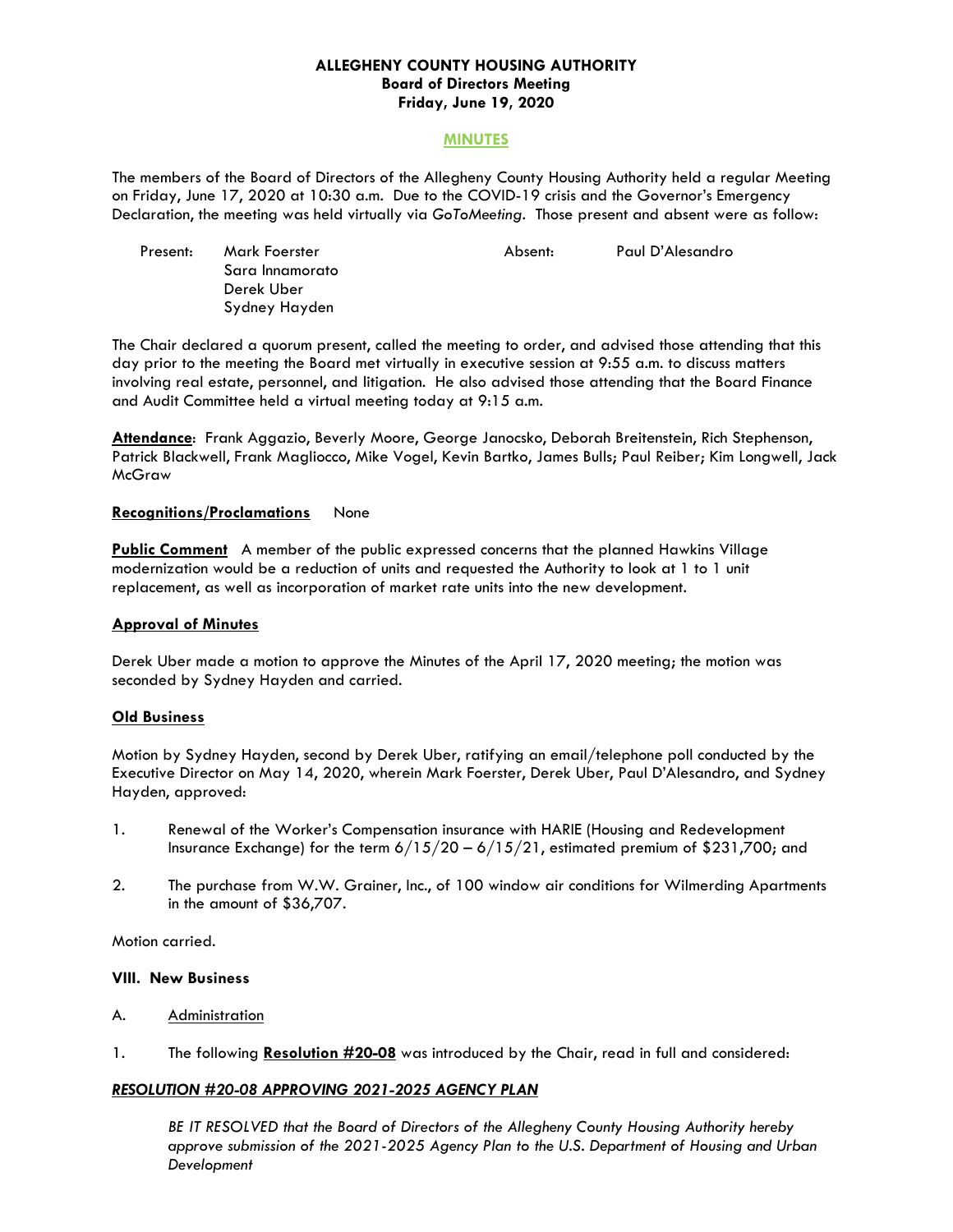**ALLEGHENY COUNTY HOUSING AUTHORITY**
**Board of Directors Meeting**
**Friday, June 19, 2020**

**MINUTES**

The members of the Board of Directors of the Allegheny County Housing Authority held a regular Meeting on Friday, June 17, 2020 at 10:30 a.m. Due to the COVID-19 crisis and the Governor's Emergency Declaration, the meeting was held virtually via *GoToMeeting*. Those present and absent were as follow:

| Present: | Mark Foerster | Absent: | Paul D'Alesandro |
|---|---|---|---|
| | Sara Innamorato | | |
| | Derek Uber | | |
| | Sydney Hayden | | |

The Chair declared a quorum present, called the meeting to order, and advised those attending that this day prior to the meeting the Board met virtually in executive session at 9:55 a.m. to discuss matters involving real estate, personnel, and litigation. He also advised those attending that the Board Finance and Audit Committee held a virtual meeting today at 9:15 a.m.

**Attendance**: Frank Aggazio, Beverly Moore, George Janocsko, Deborah Breitenstein, Rich Stephenson, Patrick Blackwell, Frank Magliocco, Mike Vogel, Kevin Bartko, James Bulls; Paul Reiber; Kim Longwell, Jack McGraw

**Recognitions/Proclamations** None

**Public Comment** A member of the public expressed concerns that the planned Hawkins Village modernization would be a reduction of units and requested the Authority to look at 1 to 1 unit replacement, as well as incorporation of market rate units into the new development.

**Approval of Minutes**

Derek Uber made a motion to approve the Minutes of the April 17, 2020 meeting; the motion was seconded by Sydney Hayden and carried.

**Old Business**

Motion by Sydney Hayden, second by Derek Uber, ratifying an email/telephone poll conducted by the Executive Director on May 14, 2020, wherein Mark Foerster, Derek Uber, Paul D'Alesandro, and Sydney Hayden, approved:

1. Renewal of the Worker's Compensation insurance with HARIE (Housing and Redevelopment Insurance Exchange) for the term 6/15/20 – 6/15/21, estimated premium of $231,700; and

2. The purchase from W.W. Grainer, Inc., of 100 window air conditions for Wilmerding Apartments in the amount of $36,707.

Motion carried.

**VIII. New Business**

A. Administration

1. The following **Resolution #20-08** was introduced by the Chair, read in full and considered:

***RESOLUTION #20-08 APPROVING 2021-2025 AGENCY PLAN***

*BE IT RESOLVED that the Board of Directors of the Allegheny County Housing Authority hereby approve submission of the 2021-2025 Agency Plan to the U.S. Department of Housing and Urban Development*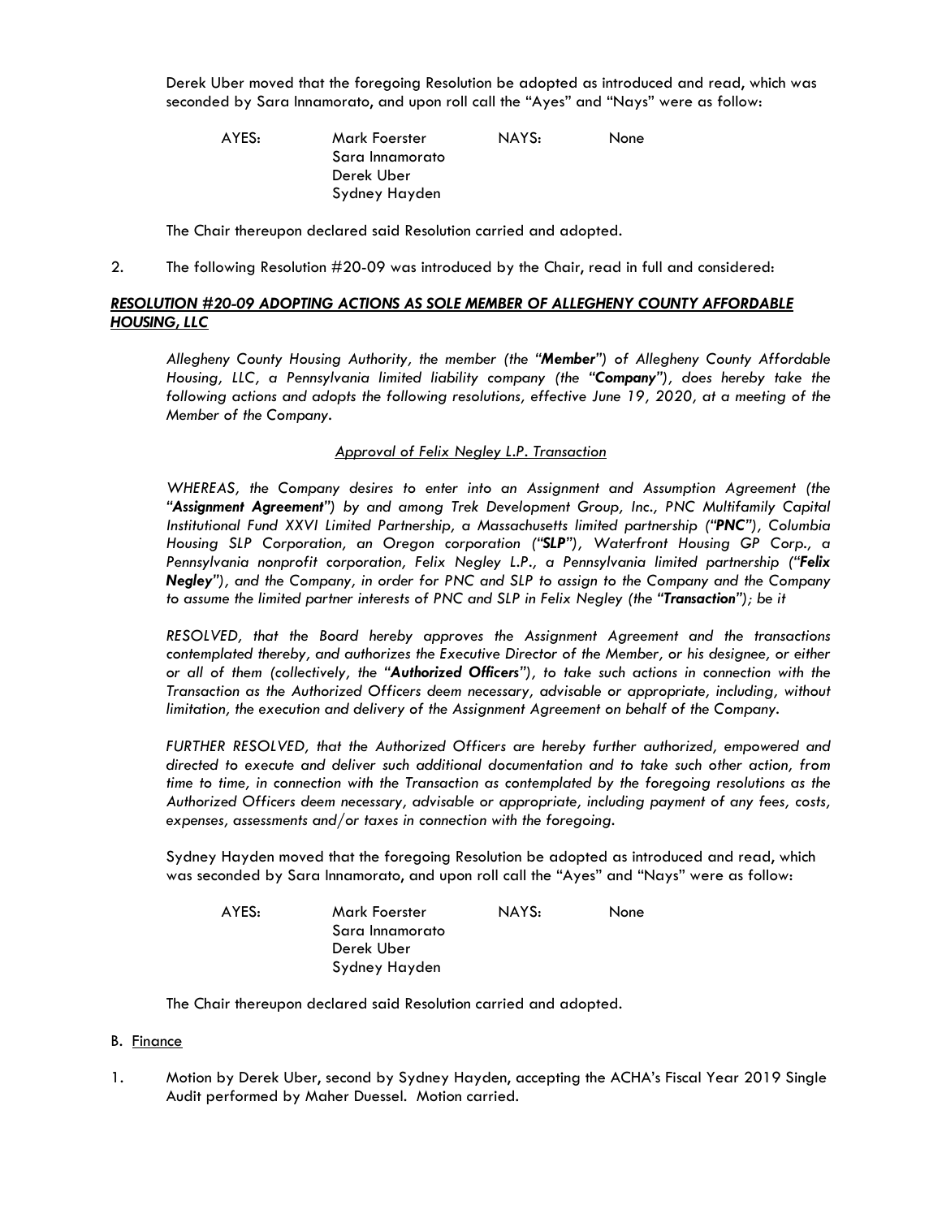Derek Uber moved that the foregoing Resolution be adopted as introduced and read, which was seconded by Sara Innamorato, and upon roll call the "Ayes" and "Nays" were as follow:

| AYES: | Mark Foerster | NAYS: | None |
|---|---|---|---|
| | Sara Innamorato | | |
| | Derek Uber | | |
| | Sydney Hayden | | |

The Chair thereupon declared said Resolution carried and adopted.

2. The following Resolution #20-09 was introduced by the Chair, read in full and considered:

***RESOLUTION #20-09 ADOPTING ACTIONS AS SOLE MEMBER OF ALLEGHENY COUNTY AFFORDABLE HOUSING, LLC***

*Allegheny County Housing Authority, the member (the "**Member**") of Allegheny County Affordable Housing, LLC, a Pennsylvania limited liability company (the "**Company**"), does hereby take the following actions and adopts the following resolutions, effective June 19, 2020, at a meeting of the Member of the Company.*

*Approval of Felix Negley L.P. Transaction*

*WHEREAS, the Company desires to enter into an Assignment and Assumption Agreement (the "**Assignment Agreement**") by and among Trek Development Group, Inc., PNC Multifamily Capital Institutional Fund XXVI Limited Partnership, a Massachusetts limited partnership ("**PNC**"), Columbia Housing SLP Corporation, an Oregon corporation ("**SLP**"), Waterfront Housing GP Corp., a Pennsylvania nonprofit corporation, Felix Negley L.P., a Pennsylvania limited partnership ("**Felix Negley**"), and the Company, in order for PNC and SLP to assign to the Company and the Company to assume the limited partner interests of PNC and SLP in Felix Negley (the "**Transaction**"); be it*

*RESOLVED, that the Board hereby approves the Assignment Agreement and the transactions contemplated thereby, and authorizes the Executive Director of the Member, or his designee, or either or all of them (collectively, the "**Authorized Officers**"), to take such actions in connection with the Transaction as the Authorized Officers deem necessary, advisable or appropriate, including, without limitation, the execution and delivery of the Assignment Agreement on behalf of the Company.*

*FURTHER RESOLVED, that the Authorized Officers are hereby further authorized, empowered and directed to execute and deliver such additional documentation and to take such other action, from time to time, in connection with the Transaction as contemplated by the foregoing resolutions as the Authorized Officers deem necessary, advisable or appropriate, including payment of any fees, costs, expenses, assessments and/or taxes in connection with the foregoing.*

Sydney Hayden moved that the foregoing Resolution be adopted as introduced and read, which was seconded by Sara Innamorato, and upon roll call the "Ayes" and "Nays" were as follow:

| AYES: | Mark Foerster | NAYS: | None |
|---|---|---|---|
| | Sara Innamorato | | |
| | Derek Uber | | |
| | Sydney Hayden | | |

The Chair thereupon declared said Resolution carried and adopted.

B. Finance

1. Motion by Derek Uber, second by Sydney Hayden, accepting the ACHA's Fiscal Year 2019 Single Audit performed by Maher Duessel. Motion carried.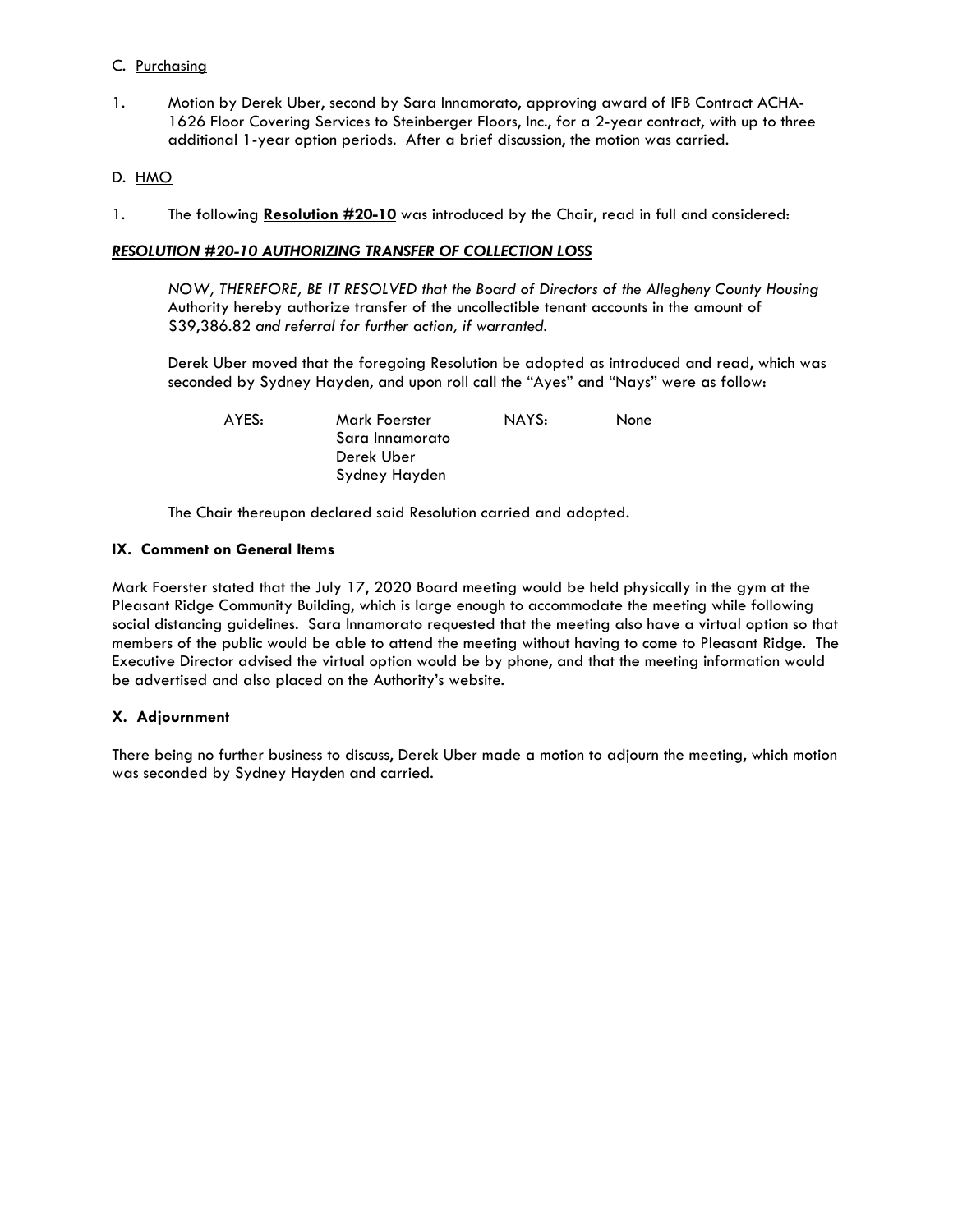C. Purchasing

1. Motion by Derek Uber, second by Sara Innamorato, approving award of IFB Contract ACHA-1626 Floor Covering Services to Steinberger Floors, Inc., for a 2-year contract, with up to three additional 1-year option periods. After a brief discussion, the motion was carried.

D. HMO

1. The following **Resolution #20-10** was introduced by the Chair, read in full and considered:

***RESOLUTION #20-10 AUTHORIZING TRANSFER OF COLLECTION LOSS***

*NOW, THEREFORE, BE IT RESOLVED that the Board of Directors of the Allegheny County Housing* Authority hereby authorize transfer of the uncollectible tenant accounts in the amount of $39,386.82 *and referral for further action, if warranted.*

Derek Uber moved that the foregoing Resolution be adopted as introduced and read, which was seconded by Sydney Hayden, and upon roll call the "Ayes" and "Nays" were as follow:

| AYES: | Mark Foerster | NAYS: | None |
|---|---|---|---|
| | Sara Innamorato | | |
| | Derek Uber | | |
| | Sydney Hayden | | |

The Chair thereupon declared said Resolution carried and adopted.

### IX. Comment on General Items

Mark Foerster stated that the July 17, 2020 Board meeting would be held physically in the gym at the Pleasant Ridge Community Building, which is large enough to accommodate the meeting while following social distancing guidelines. Sara Innamorato requested that the meeting also have a virtual option so that members of the public would be able to attend the meeting without having to come to Pleasant Ridge. The Executive Director advised the virtual option would be by phone, and that the meeting information would be advertised and also placed on the Authority's website.

### X. Adjournment

There being no further business to discuss, Derek Uber made a motion to adjourn the meeting, which motion was seconded by Sydney Hayden and carried.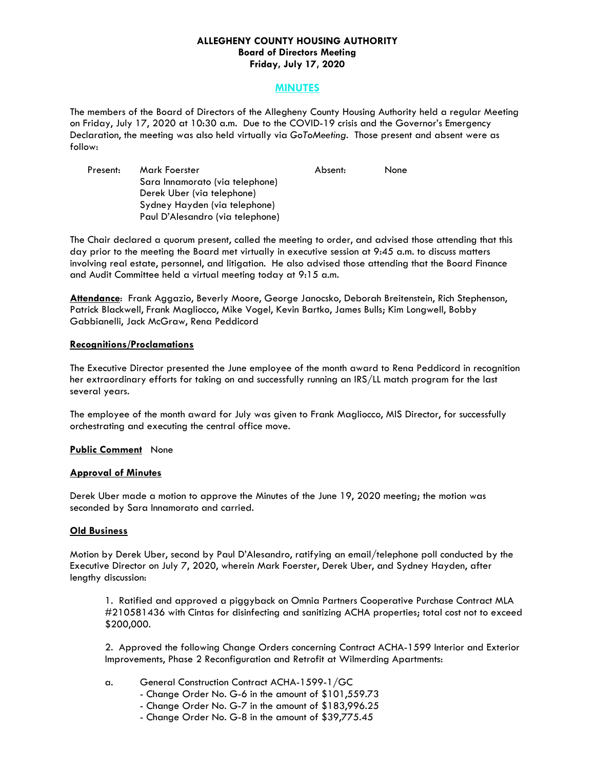**ALLEGHENY COUNTY HOUSING AUTHORITY**
**Board of Directors Meeting**
**Friday, July 17, 2020**

# MINUTES

The members of the Board of Directors of the Allegheny County Housing Authority held a regular Meeting on Friday, July 17, 2020 at 10:30 a.m. Due to the COVID-19 crisis and the Governor's Emergency Declaration, the meeting was also held virtually via *GoToMeeting*. Those present and absent were as follow:

| Present: | | Absent: | |
|---|---|---|---|
| | Mark Foerster | | None |
| | Sara Innamorato (via telephone) | | |
| | Derek Uber (via telephone) | | |
| | Sydney Hayden (via telephone) | | |
| | Paul D'Alesandro (via telephone) | | |

The Chair declared a quorum present, called the meeting to order, and advised those attending that this day prior to the meeting the Board met virtually in executive session at 9:45 a.m. to discuss matters involving real estate, personnel, and litigation. He also advised those attending that the Board Finance and Audit Committee held a virtual meeting today at 9:15 a.m.

**Attendance**: Frank Aggazio, Beverly Moore, George Janocsko, Deborah Breitenstein, Rich Stephenson, Patrick Blackwell, Frank Magliocco, Mike Vogel, Kevin Bartko, James Bulls; Kim Longwell, Bobby Gabbianelli, Jack McGraw, Rena Peddicord

**Recognitions/Proclamations**

The Executive Director presented the June employee of the month award to Rena Peddicord in recognition her extraordinary efforts for taking on and successfully running an IRS/LL match program for the last several years.

The employee of the month award for July was given to Frank Magliocco, MIS Director, for successfully orchestrating and executing the central office move.

**Public Comment** None

**Approval of Minutes**

Derek Uber made a motion to approve the Minutes of the June 19, 2020 meeting; the motion was seconded by Sara Innamorato and carried.

**Old Business**

Motion by Derek Uber, second by Paul D'Alesandro, ratifying an email/telephone poll conducted by the Executive Director on July 7, 2020, wherein Mark Foerster, Derek Uber, and Sydney Hayden, after lengthy discussion:

1. Ratified and approved a piggyback on Omnia Partners Cooperative Purchase Contract MLA #210581436 with Cintas for disinfecting and sanitizing ACHA properties; total cost not to exceed $200,000.

2. Approved the following Change Orders concerning Contract ACHA-1599 Interior and Exterior Improvements, Phase 2 Reconfiguration and Retrofit at Wilmerding Apartments:

a. General Construction Contract ACHA-1599-1/GC
  - Change Order No. G-6 in the amount of $101,559.73
  - Change Order No. G-7 in the amount of $183,996.25
  - Change Order No. G-8 in the amount of $39,775.45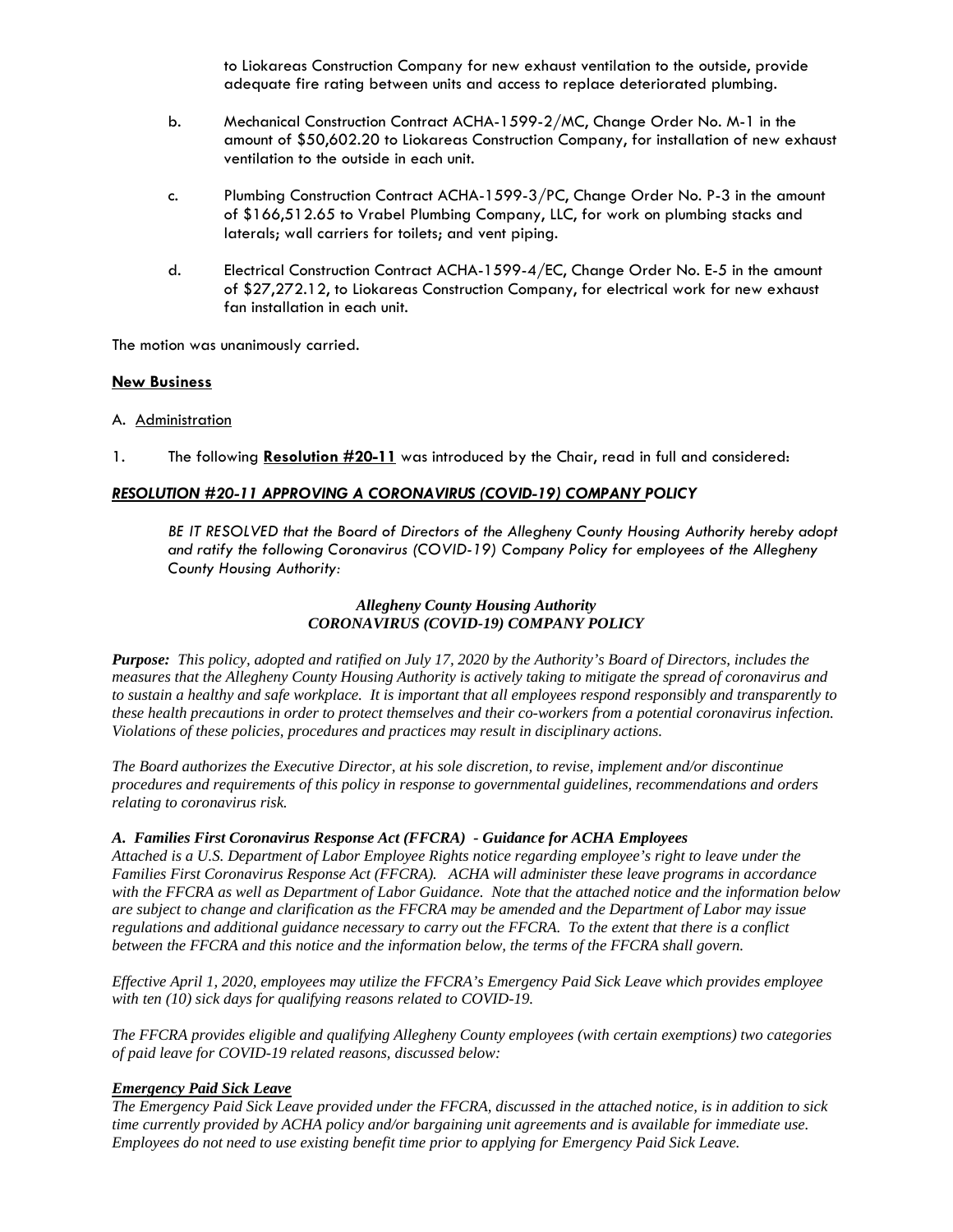to Liokareas Construction Company for new exhaust ventilation to the outside, provide adequate fire rating between units and access to replace deteriorated plumbing.

b. Mechanical Construction Contract ACHA-1599-2/MC, Change Order No. M-1 in the amount of $50,602.20 to Liokareas Construction Company, for installation of new exhaust ventilation to the outside in each unit.

c. Plumbing Construction Contract ACHA-1599-3/PC, Change Order No. P-3 in the amount of $166,512.65 to Vrabel Plumbing Company, LLC, for work on plumbing stacks and laterals; wall carriers for toilets; and vent piping.

d. Electrical Construction Contract ACHA-1599-4/EC, Change Order No. E-5 in the amount of $27,272.12, to Liokareas Construction Company, for electrical work for new exhaust fan installation in each unit.

The motion was unanimously carried.

**New Business**

A. Administration

1. The following **Resolution #20-11** was introduced by the Chair, read in full and considered:

***RESOLUTION #20-11 APPROVING A CORONAVIRUS (COVID-19) COMPANY POLICY***

*BE IT RESOLVED that the Board of Directors of the Allegheny County Housing Authority hereby adopt and ratify the following Coronavirus (COVID-19) Company Policy for employees of the Allegheny County Housing Authority:*

***Allegheny County Housing Authority***
***CORONAVIRUS (COVID-19) COMPANY POLICY***

***Purpose:*** *This policy, adopted and ratified on July 17, 2020 by the Authority's Board of Directors, includes the measures that the Allegheny County Housing Authority is actively taking to mitigate the spread of coronavirus and to sustain a healthy and safe workplace. It is important that all employees respond responsibly and transparently to these health precautions in order to protect themselves and their co-workers from a potential coronavirus infection. Violations of these policies, procedures and practices may result in disciplinary actions.*

*The Board authorizes the Executive Director, at his sole discretion, to revise, implement and/or discontinue procedures and requirements of this policy in response to governmental guidelines, recommendations and orders relating to coronavirus risk.*

***A. Families First Coronavirus Response Act (FFCRA) - Guidance for ACHA Employees***
*Attached is a U.S. Department of Labor Employee Rights notice regarding employee's right to leave under the Families First Coronavirus Response Act (FFCRA). ACHA will administer these leave programs in accordance with the FFCRA as well as Department of Labor Guidance. Note that the attached notice and the information below are subject to change and clarification as the FFCRA may be amended and the Department of Labor may issue regulations and additional guidance necessary to carry out the FFCRA. To the extent that there is a conflict between the FFCRA and this notice and the information below, the terms of the FFCRA shall govern.*

*Effective April 1, 2020, employees may utilize the FFCRA's Emergency Paid Sick Leave which provides employee with ten (10) sick days for qualifying reasons related to COVID-19.*

*The FFCRA provides eligible and qualifying Allegheny County employees (with certain exemptions) two categories of paid leave for COVID-19 related reasons, discussed below:*

***Emergency Paid Sick Leave***
*The Emergency Paid Sick Leave provided under the FFCRA, discussed in the attached notice, is in addition to sick time currently provided by ACHA policy and/or bargaining unit agreements and is available for immediate use. Employees do not need to use existing benefit time prior to applying for Emergency Paid Sick Leave.*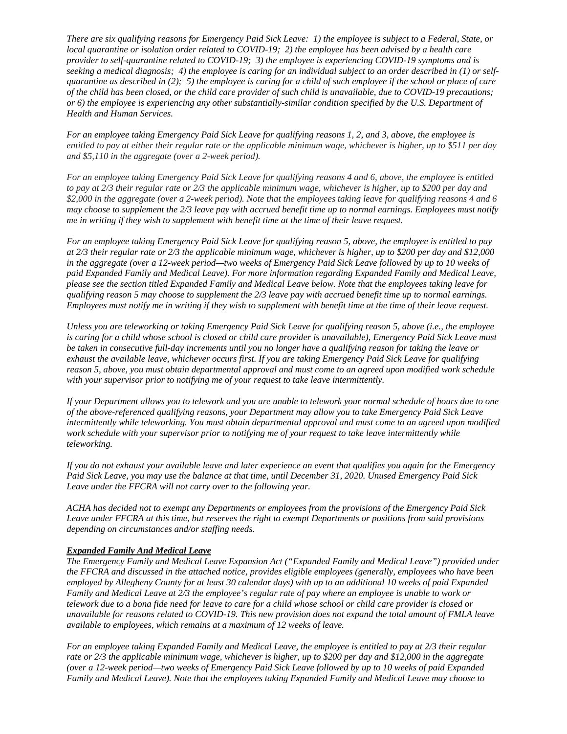*There are six qualifying reasons for Emergency Paid Sick Leave: 1) the employee is subject to a Federal, State, or local quarantine or isolation order related to COVID-19; 2) the employee has been advised by a health care provider to self-quarantine related to COVID-19; 3) the employee is experiencing COVID-19 symptoms and is seeking a medical diagnosis; 4) the employee is caring for an individual subject to an order described in (1) or self-quarantine as described in (2); 5) the employee is caring for a child of such employee if the school or place of care of the child has been closed, or the child care provider of such child is unavailable, due to COVID-19 precautions; or 6) the employee is experiencing any other substantially-similar condition specified by the U.S. Department of Health and Human Services.*

*For an employee taking Emergency Paid Sick Leave for qualifying reasons 1, 2, and 3, above, the employee is entitled to pay at either their regular rate or the applicable minimum wage, whichever is higher, up to $511 per day and $5,110 in the aggregate (over a 2-week period).*

*For an employee taking Emergency Paid Sick Leave for qualifying reasons 4 and 6, above, the employee is entitled to pay at 2/3 their regular rate or 2/3 the applicable minimum wage, whichever is higher, up to $200 per day and $2,000 in the aggregate (over a 2-week period). Note that the employees taking leave for qualifying reasons 4 and 6 may choose to supplement the 2/3 leave pay with accrued benefit time up to normal earnings. Employees must notify me in writing if they wish to supplement with benefit time at the time of their leave request.*

*For an employee taking Emergency Paid Sick Leave for qualifying reason 5, above, the employee is entitled to pay at 2/3 their regular rate or 2/3 the applicable minimum wage, whichever is higher, up to $200 per day and $12,000 in the aggregate (over a 12-week period—two weeks of Emergency Paid Sick Leave followed by up to 10 weeks of paid Expanded Family and Medical Leave). For more information regarding Expanded Family and Medical Leave, please see the section titled Expanded Family and Medical Leave below. Note that the employees taking leave for qualifying reason 5 may choose to supplement the 2/3 leave pay with accrued benefit time up to normal earnings. Employees must notify me in writing if they wish to supplement with benefit time at the time of their leave request.*

*Unless you are teleworking or taking Emergency Paid Sick Leave for qualifying reason 5, above (i.e., the employee is caring for a child whose school is closed or child care provider is unavailable), Emergency Paid Sick Leave must be taken in consecutive full-day increments until you no longer have a qualifying reason for taking the leave or exhaust the available leave, whichever occurs first. If you are taking Emergency Paid Sick Leave for qualifying reason 5, above, you must obtain departmental approval and must come to an agreed upon modified work schedule with your supervisor prior to notifying me of your request to take leave intermittently.*

*If your Department allows you to telework and you are unable to telework your normal schedule of hours due to one of the above-referenced qualifying reasons, your Department may allow you to take Emergency Paid Sick Leave intermittently while teleworking. You must obtain departmental approval and must come to an agreed upon modified work schedule with your supervisor prior to notifying me of your request to take leave intermittently while teleworking.*

*If you do not exhaust your available leave and later experience an event that qualifies you again for the Emergency Paid Sick Leave, you may use the balance at that time, until December 31, 2020. Unused Emergency Paid Sick Leave under the FFCRA will not carry over to the following year.*

*ACHA has decided not to exempt any Departments or employees from the provisions of the Emergency Paid Sick Leave under FFCRA at this time, but reserves the right to exempt Departments or positions from said provisions depending on circumstances and/or staffing needs.*

***Expanded Family And Medical Leave***

*The Emergency Family and Medical Leave Expansion Act ("Expanded Family and Medical Leave") provided under the FFCRA and discussed in the attached notice, provides eligible employees (generally, employees who have been employed by Allegheny County for at least 30 calendar days) with up to an additional 10 weeks of paid Expanded Family and Medical Leave at 2/3 the employee's regular rate of pay where an employee is unable to work or telework due to a bona fide need for leave to care for a child whose school or child care provider is closed or unavailable for reasons related to COVID-19. This new provision does not expand the total amount of FMLA leave available to employees, which remains at a maximum of 12 weeks of leave.*

*For an employee taking Expanded Family and Medical Leave, the employee is entitled to pay at 2/3 their regular rate or 2/3 the applicable minimum wage, whichever is higher, up to $200 per day and $12,000 in the aggregate (over a 12-week period—two weeks of Emergency Paid Sick Leave followed by up to 10 weeks of paid Expanded Family and Medical Leave). Note that the employees taking Expanded Family and Medical Leave may choose to*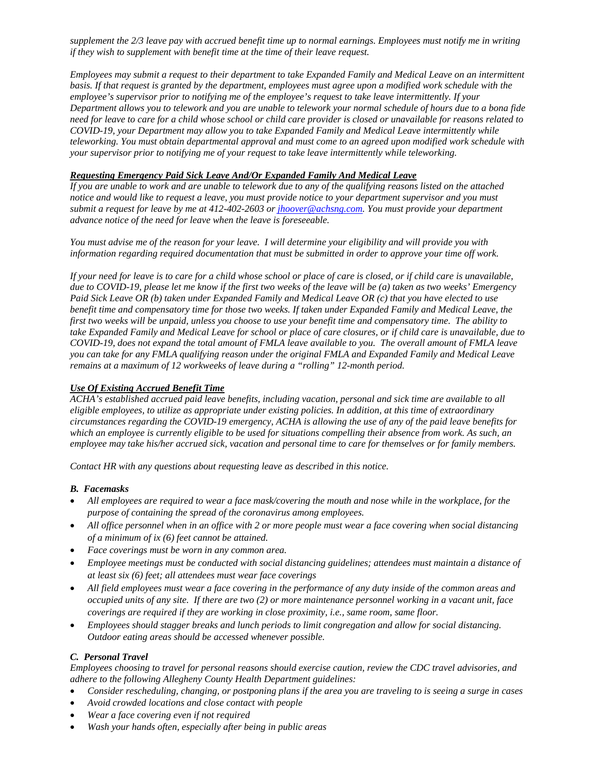*supplement the 2/3 leave pay with accrued benefit time up to normal earnings. Employees must notify me in writing if they wish to supplement with benefit time at the time of their leave request.*

*Employees may submit a request to their department to take Expanded Family and Medical Leave on an intermittent basis. If that request is granted by the department, employees must agree upon a modified work schedule with the employee's supervisor prior to notifying me of the employee's request to take leave intermittently. If your Department allows you to telework and you are unable to telework your normal schedule of hours due to a bona fide need for leave to care for a child whose school or child care provider is closed or unavailable for reasons related to COVID-19, your Department may allow you to take Expanded Family and Medical Leave intermittently while teleworking. You must obtain departmental approval and must come to an agreed upon modified work schedule with your supervisor prior to notifying me of your request to take leave intermittently while teleworking.*

***Requesting Emergency Paid Sick Leave And/Or Expanded Family And Medical Leave***

*If you are unable to work and are unable to telework due to any of the qualifying reasons listed on the attached notice and would like to request a leave, you must provide notice to your department supervisor and you must submit a request for leave by me at 412-402-2603 or jhoover@achsng.com. You must provide your department advance notice of the need for leave when the leave is foreseeable.*

*You must advise me of the reason for your leave. I will determine your eligibility and will provide you with information regarding required documentation that must be submitted in order to approve your time off work.*

*If your need for leave is to care for a child whose school or place of care is closed, or if child care is unavailable, due to COVID-19, please let me know if the first two weeks of the leave will be (a) taken as two weeks' Emergency Paid Sick Leave OR (b) taken under Expanded Family and Medical Leave OR (c) that you have elected to use benefit time and compensatory time for those two weeks. If taken under Expanded Family and Medical Leave, the first two weeks will be unpaid, unless you choose to use your benefit time and compensatory time. The ability to take Expanded Family and Medical Leave for school or place of care closures, or if child care is unavailable, due to COVID-19, does not expand the total amount of FMLA leave available to you. The overall amount of FMLA leave you can take for any FMLA qualifying reason under the original FMLA and Expanded Family and Medical Leave remains at a maximum of 12 workweeks of leave during a "rolling" 12-month period.*

***Use Of Existing Accrued Benefit Time***

*ACHA's established accrued paid leave benefits, including vacation, personal and sick time are available to all eligible employees, to utilize as appropriate under existing policies. In addition, at this time of extraordinary circumstances regarding the COVID-19 emergency, ACHA is allowing the use of any of the paid leave benefits for which an employee is currently eligible to be used for situations compelling their absence from work. As such, an employee may take his/her accrued sick, vacation and personal time to care for themselves or for family members.*

*Contact HR with any questions about requesting leave as described in this notice.*

***B. Facemasks***

- *All employees are required to wear a face mask/covering the mouth and nose while in the workplace, for the purpose of containing the spread of the coronavirus among employees.*
- *All office personnel when in an office with 2 or more people must wear a face covering when social distancing of a minimum of ix (6) feet cannot be attained.*
- *Face coverings must be worn in any common area.*
- *Employee meetings must be conducted with social distancing guidelines; attendees must maintain a distance of at least six (6) feet; all attendees must wear face coverings*
- *All field employees must wear a face covering in the performance of any duty inside of the common areas and occupied units of any site. If there are two (2) or more maintenance personnel working in a vacant unit, face coverings are required if they are working in close proximity, i.e., same room, same floor.*
- *Employees should stagger breaks and lunch periods to limit congregation and allow for social distancing. Outdoor eating areas should be accessed whenever possible.*

***C. Personal Travel***

*Employees choosing to travel for personal reasons should exercise caution, review the CDC travel advisories, and adhere to the following Allegheny County Health Department guidelines:*

- *Consider rescheduling, changing, or postponing plans if the area you are traveling to is seeing a surge in cases*
- *Avoid crowded locations and close contact with people*
- *Wear a face covering even if not required*
- *Wash your hands often, especially after being in public areas*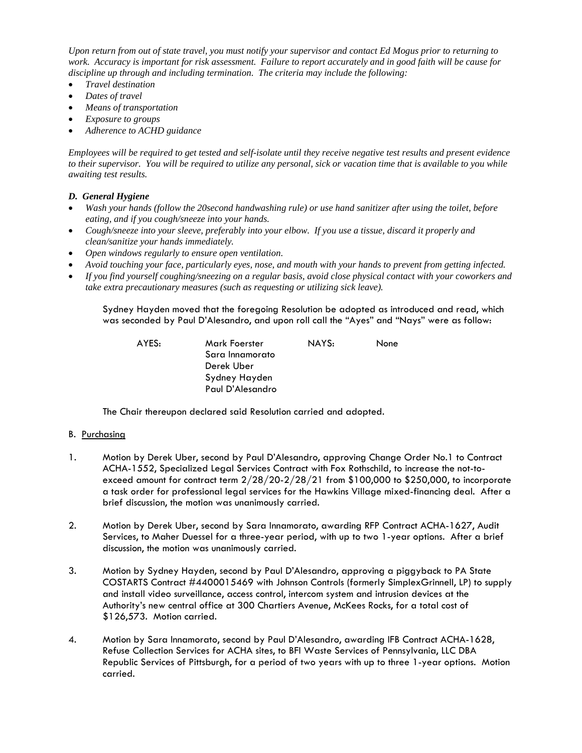*Upon return from out of state travel, you must notify your supervisor and contact Ed Mogus prior to returning to work. Accuracy is important for risk assessment. Failure to report accurately and in good faith will be cause for discipline up through and including termination. The criteria may include the following:*

- *Travel destination*
- *Dates of travel*
- *Means of transportation*
- *Exposure to groups*
- *Adherence to ACHD guidance*

*Employees will be required to get tested and self-isolate until they receive negative test results and present evidence to their supervisor. You will be required to utilize any personal, sick or vacation time that is available to you while awaiting test results.*

***D. General Hygiene***

- *Wash your hands (follow the 20second handwashing rule) or use hand sanitizer after using the toilet, before eating, and if you cough/sneeze into your hands.*
- *Cough/sneeze into your sleeve, preferably into your elbow. If you use a tissue, discard it properly and clean/sanitize your hands immediately.*
- *Open windows regularly to ensure open ventilation.*
- *Avoid touching your face, particularly eyes, nose, and mouth with your hands to prevent from getting infected.*
- *If you find yourself coughing/sneezing on a regular basis, avoid close physical contact with your coworkers and take extra precautionary measures (such as requesting or utilizing sick leave).*

Sydney Hayden moved that the foregoing Resolution be adopted as introduced and read, which was seconded by Paul D'Alesandro, and upon roll call the "Ayes" and "Nays" were as follow:

| AYES: | | NAYS: | |
|---|---|---|---|
| | Mark Foerster | | None |
| | Sara Innamorato | | |
| | Derek Uber | | |
| | Sydney Hayden | | |
| | Paul D'Alesandro | | |

The Chair thereupon declared said Resolution carried and adopted.

B. Purchasing

1. Motion by Derek Uber, second by Paul D'Alesandro, approving Change Order No.1 to Contract ACHA-1552, Specialized Legal Services Contract with Fox Rothschild, to increase the not-to-exceed amount for contract term 2/28/20-2/28/21 from $100,000 to $250,000, to incorporate a task order for professional legal services for the Hawkins Village mixed-financing deal. After a brief discussion, the motion was unanimously carried.

2. Motion by Derek Uber, second by Sara Innamorato, awarding RFP Contract ACHA-1627, Audit Services, to Maher Duessel for a three-year period, with up to two 1-year options. After a brief discussion, the motion was unanimously carried.

3. Motion by Sydney Hayden, second by Paul D'Alesandro, approving a piggyback to PA State COSTARTS Contract #4400015469 with Johnson Controls (formerly SimplexGrinnell, LP) to supply and install video surveillance, access control, intercom system and intrusion devices at the Authority's new central office at 300 Chartiers Avenue, McKees Rocks, for a total cost of $126,573. Motion carried.

4. Motion by Sara Innamorato, second by Paul D'Alesandro, awarding IFB Contract ACHA-1628, Refuse Collection Services for ACHA sites, to BFI Waste Services of Pennsylvania, LLC DBA Republic Services of Pittsburgh, for a period of two years with up to three 1-year options. Motion carried.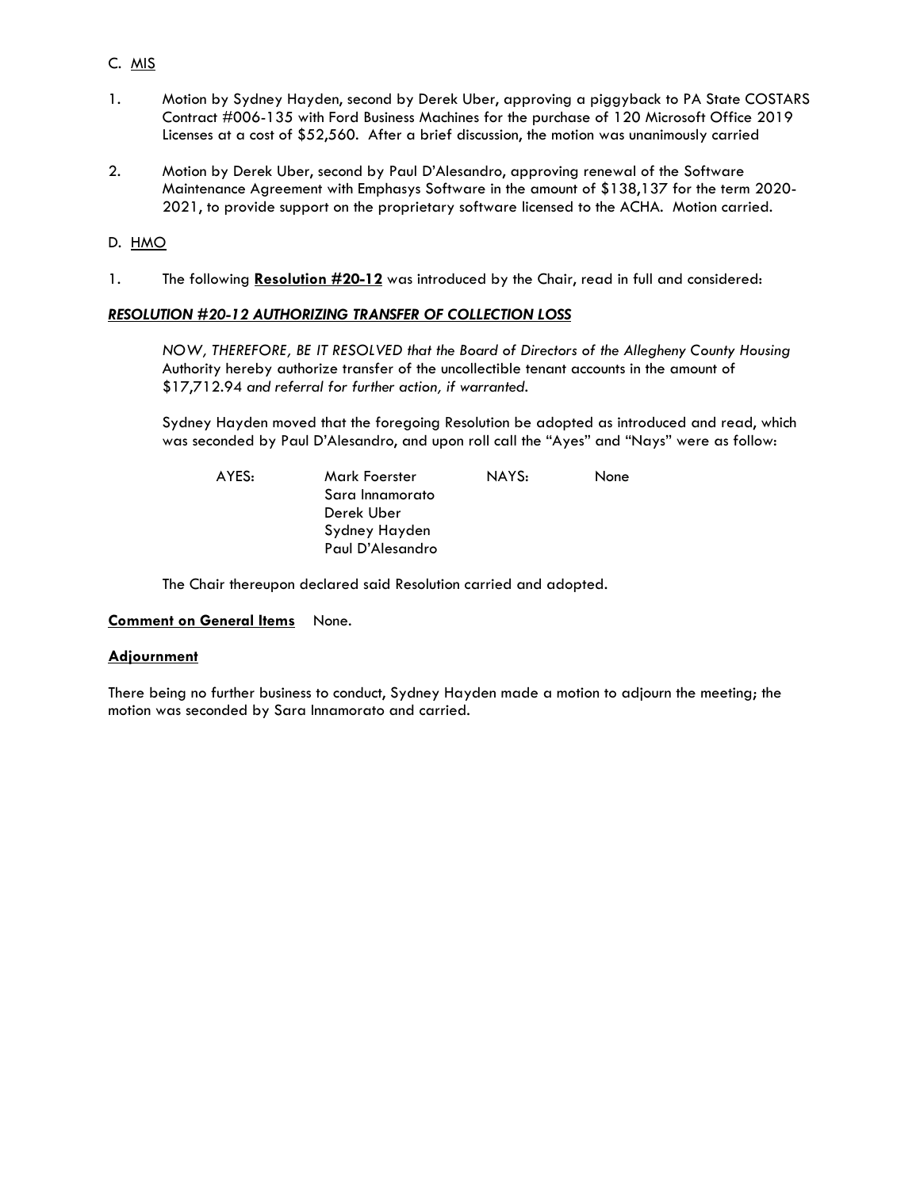C. MIS

1. Motion by Sydney Hayden, second by Derek Uber, approving a piggyback to PA State COSTARS Contract #006-135 with Ford Business Machines for the purchase of 120 Microsoft Office 2019 Licenses at a cost of $52,560. After a brief discussion, the motion was unanimously carried

2. Motion by Derek Uber, second by Paul D'Alesandro, approving renewal of the Software Maintenance Agreement with Emphasys Software in the amount of $138,137 for the term 2020-2021, to provide support on the proprietary software licensed to the ACHA. Motion carried.

D. HMO

1. The following **Resolution #20-12** was introduced by the Chair, read in full and considered:

***RESOLUTION #20-12 AUTHORIZING TRANSFER OF COLLECTION LOSS***

*NOW, THEREFORE, BE IT RESOLVED that the Board of Directors of the Allegheny County Housing* Authority hereby authorize transfer of the uncollectible tenant accounts in the amount of $17,712.94 *and referral for further action, if warranted.*

Sydney Hayden moved that the foregoing Resolution be adopted as introduced and read, which was seconded by Paul D'Alesandro, and upon roll call the "Ayes" and "Nays" were as follow:

| | | | |
|---|---|---|---|
| AYES: | Mark Foerster | NAYS: | None |
| | Sara Innamorato | | |
| | Derek Uber | | |
| | Sydney Hayden | | |
| | Paul D'Alesandro | | |

The Chair thereupon declared said Resolution carried and adopted.

**Comment on General Items** None.

**Adjournment**

There being no further business to conduct, Sydney Hayden made a motion to adjourn the meeting; the motion was seconded by Sara Innamorato and carried.